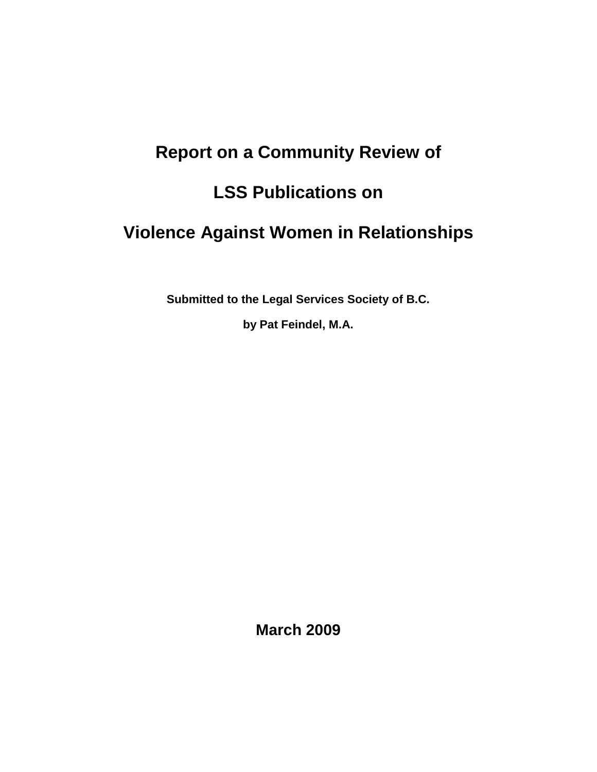# Report on a Community Review of

# LSS Publications on

# Violence Against Women in Relationships

**Submitted to the Legal Services Society of B.C.**

**by Pat Feindel, M.A.**

**March 2009**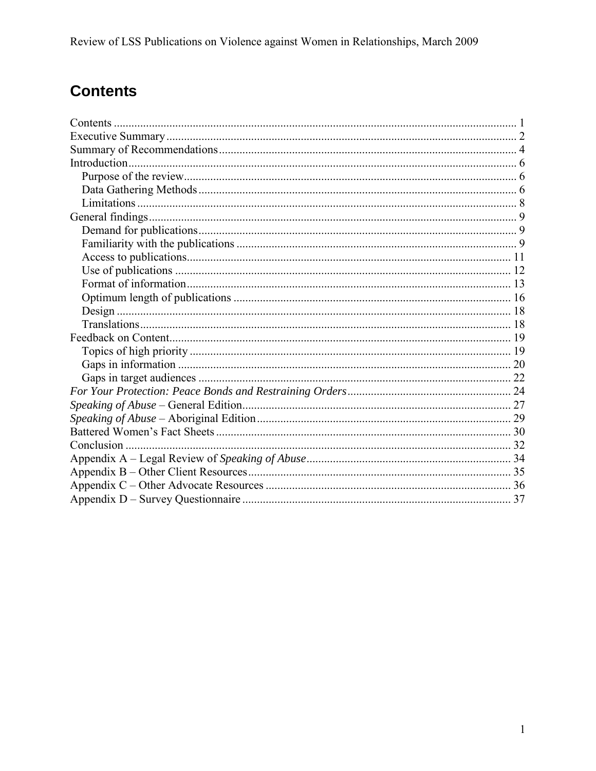# Contents

Contents ........................................................................................................................... 1
Executive Summary ........................................................................................................... 2
Summary of Recommendations ........................................................................................ 4
Introduction ....................................................................................................................... 6
- Purpose of the review .................................................................................................. 6
- Data Gathering Methods ............................................................................................. 6
- Limitations .................................................................................................................. 8

General findings ................................................................................................................ 9
- Demand for publications ............................................................................................. 9
- Familiarity with the publications ................................................................................ 9
- Access to publications ............................................................................................... 11
- Use of publications .................................................................................................... 12
- Format of information ................................................................................................ 13
- Optimum length of publications ................................................................................ 16
- Design ........................................................................................................................ 18
- Translations ................................................................................................................ 18

Feedback on Content ........................................................................................................ 19
- Topics of high priority ............................................................................................... 19
- Gaps in information ................................................................................................... 20
- Gaps in target audiences ............................................................................................ 22

*For Your Protection: Peace Bonds and Restraining Orders* ........................................... 24
*Speaking of Abuse* – General Edition ............................................................................. 27
*Speaking of Abuse* – Aboriginal Edition ........................................................................ 29
Battered Women's Fact Sheets ........................................................................................ 30
Conclusion ....................................................................................................................... 32
Appendix A – Legal Review of *Speaking of Abuse* ....................................................... 34
Appendix B – Other Client Resources ............................................................................ 35
Appendix C – Other Advocate Resources ....................................................................... 36
Appendix D – Survey Questionnaire ............................................................................... 37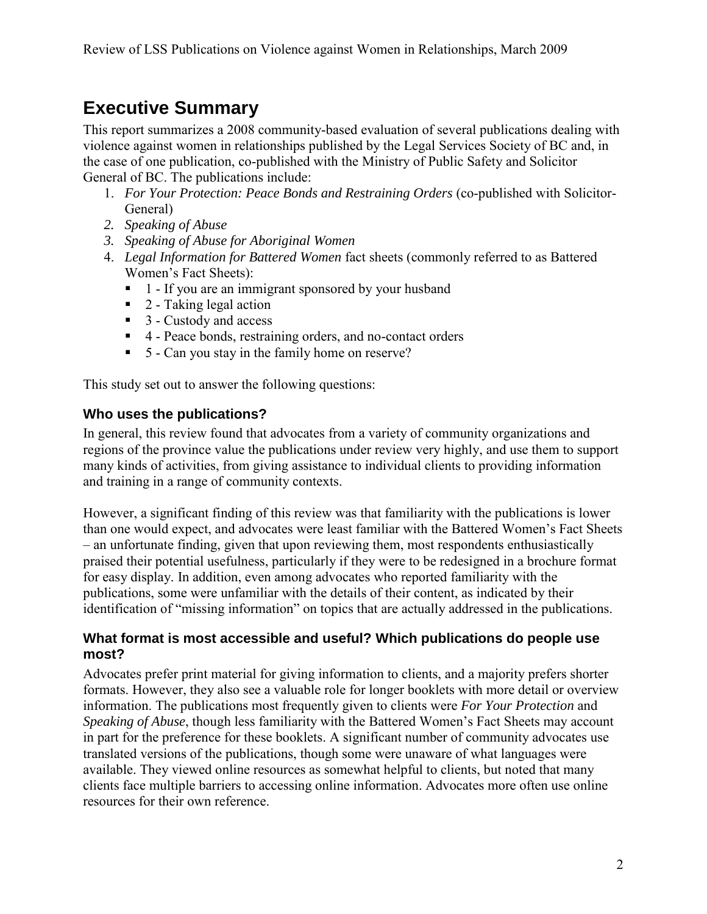# Executive Summary

This report summarizes a 2008 community-based evaluation of several publications dealing with violence against women in relationships published by the Legal Services Society of BC and, in the case of one publication, co-published with the Ministry of Public Safety and Solicitor General of BC. The publications include:

1. *For Your Protection: Peace Bonds and Restraining Orders* (co-published with Solicitor-General)
2. *Speaking of Abuse*
3. *Speaking of Abuse for Aboriginal Women*
4. *Legal Information for Battered Women* fact sheets (commonly referred to as Battered Women's Fact Sheets):
   - 1 - If you are an immigrant sponsored by your husband
   - 2 - Taking legal action
   - 3 - Custody and access
   - 4 - Peace bonds, restraining orders, and no-contact orders
   - 5 - Can you stay in the family home on reserve?

This study set out to answer the following questions:

### Who uses the publications?

In general, this review found that advocates from a variety of community organizations and regions of the province value the publications under review very highly, and use them to support many kinds of activities, from giving assistance to individual clients to providing information and training in a range of community contexts.

However, a significant finding of this review was that familiarity with the publications is lower than one would expect, and advocates were least familiar with the Battered Women's Fact Sheets – an unfortunate finding, given that upon reviewing them, most respondents enthusiastically praised their potential usefulness, particularly if they were to be redesigned in a brochure format for easy display. In addition, even among advocates who reported familiarity with the publications, some were unfamiliar with the details of their content, as indicated by their identification of "missing information" on topics that are actually addressed in the publications.

### What format is most accessible and useful? Which publications do people use most?

Advocates prefer print material for giving information to clients, and a majority prefers shorter formats. However, they also see a valuable role for longer booklets with more detail or overview information. The publications most frequently given to clients were *For Your Protection* and *Speaking of Abuse*, though less familiarity with the Battered Women's Fact Sheets may account in part for the preference for these booklets. A significant number of community advocates use translated versions of the publications, though some were unaware of what languages were available. They viewed online resources as somewhat helpful to clients, but noted that many clients face multiple barriers to accessing online information. Advocates more often use online resources for their own reference.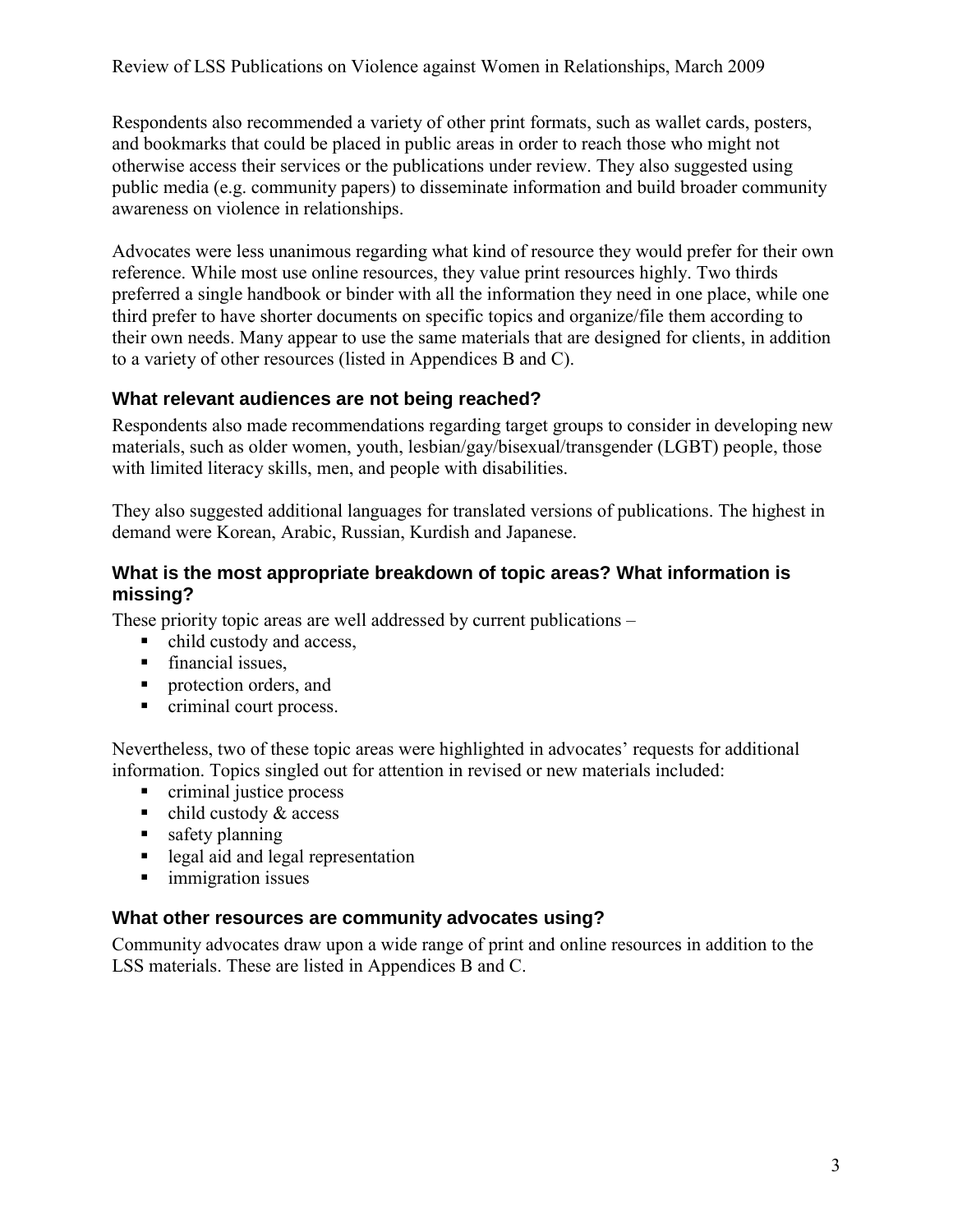Respondents also recommended a variety of other print formats, such as wallet cards, posters, and bookmarks that could be placed in public areas in order to reach those who might not otherwise access their services or the publications under review. They also suggested using public media (e.g. community papers) to disseminate information and build broader community awareness on violence in relationships.

Advocates were less unanimous regarding what kind of resource they would prefer for their own reference. While most use online resources, they value print resources highly. Two thirds preferred a single handbook or binder with all the information they need in one place, while one third prefer to have shorter documents on specific topics and organize/file them according to their own needs. Many appear to use the same materials that are designed for clients, in addition to a variety of other resources (listed in Appendices B and C).

### What relevant audiences are not being reached?

Respondents also made recommendations regarding target groups to consider in developing new materials, such as older women, youth, lesbian/gay/bisexual/transgender (LGBT) people, those with limited literacy skills, men, and people with disabilities.

They also suggested additional languages for translated versions of publications. The highest in demand were Korean, Arabic, Russian, Kurdish and Japanese.

### What is the most appropriate breakdown of topic areas? What information is missing?

These priority topic areas are well addressed by current publications –

- child custody and access,
- financial issues,
- protection orders, and
- criminal court process.

Nevertheless, two of these topic areas were highlighted in advocates' requests for additional information. Topics singled out for attention in revised or new materials included:

- criminal justice process
- child custody & access
- safety planning
- legal aid and legal representation
- immigration issues

### What other resources are community advocates using?

Community advocates draw upon a wide range of print and online resources in addition to the LSS materials. These are listed in Appendices B and C.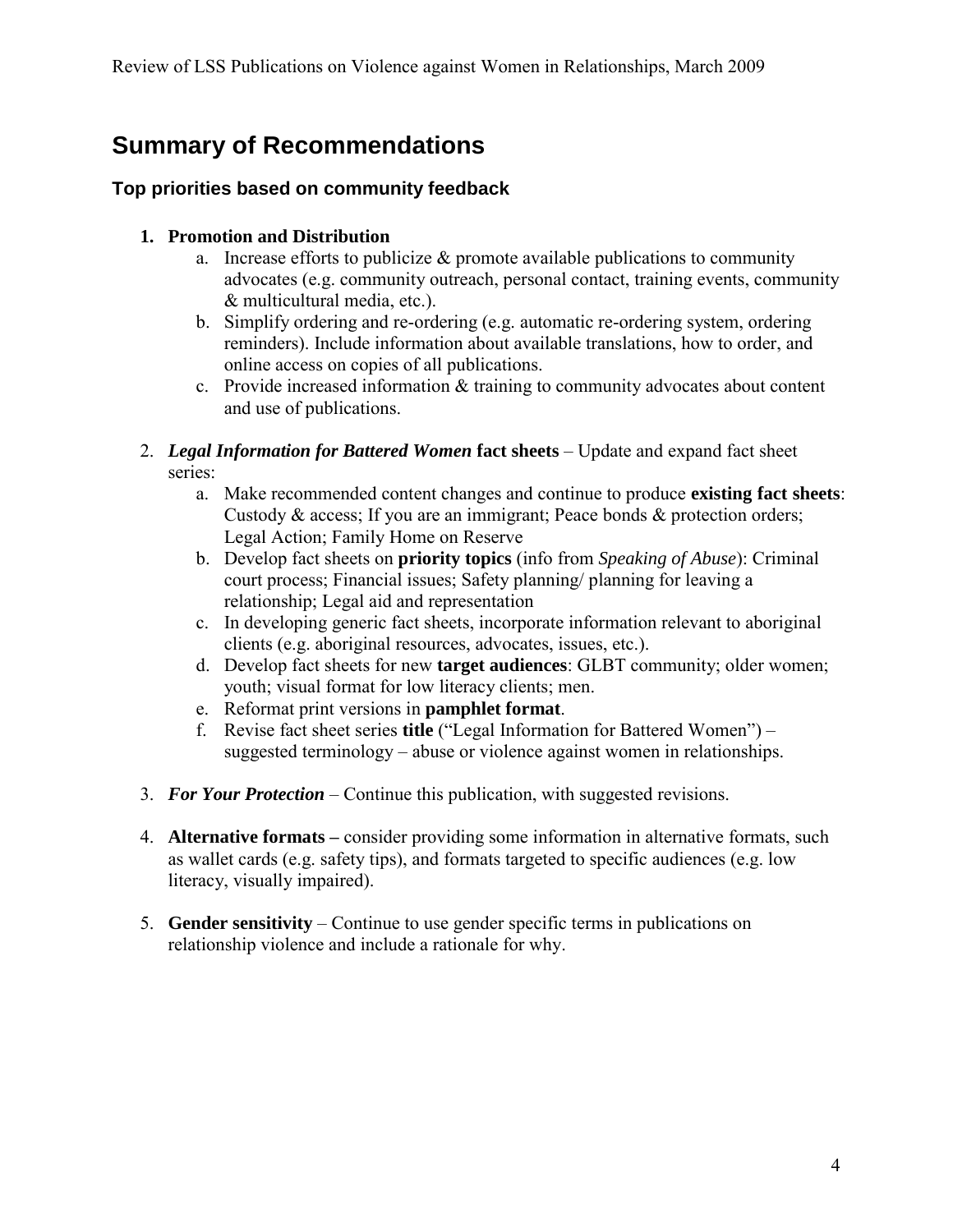# Summary of Recommendations

## Top priorities based on community feedback

1. **Promotion and Distribution**
   a. Increase efforts to publicize & promote available publications to community advocates (e.g. community outreach, personal contact, training events, community & multicultural media, etc.).
   b. Simplify ordering and re-ordering (e.g. automatic re-ordering system, ordering reminders). Include information about available translations, how to order, and online access on copies of all publications.
   c. Provide increased information & training to community advocates about content and use of publications.

2. ***Legal Information for Battered Women*** **fact sheets** – Update and expand fact sheet series:
   a. Make recommended content changes and continue to produce **existing fact sheets**: Custody & access; If you are an immigrant; Peace bonds & protection orders; Legal Action; Family Home on Reserve
   b. Develop fact sheets on **priority topics** (info from *Speaking of Abuse*): Criminal court process; Financial issues; Safety planning/ planning for leaving a relationship; Legal aid and representation
   c. In developing generic fact sheets, incorporate information relevant to aboriginal clients (e.g. aboriginal resources, advocates, issues, etc.).
   d. Develop fact sheets for new **target audiences**: GLBT community; older women; youth; visual format for low literacy clients; men.
   e. Reformat print versions in **pamphlet format**.
   f. Revise fact sheet series **title** ("Legal Information for Battered Women") – suggested terminology – abuse or violence against women in relationships.

3. ***For Your Protection*** – Continue this publication, with suggested revisions.

4. **Alternative formats –** consider providing some information in alternative formats, such as wallet cards (e.g. safety tips), and formats targeted to specific audiences (e.g. low literacy, visually impaired).

5. **Gender sensitivity** – Continue to use gender specific terms in publications on relationship violence and include a rationale for why.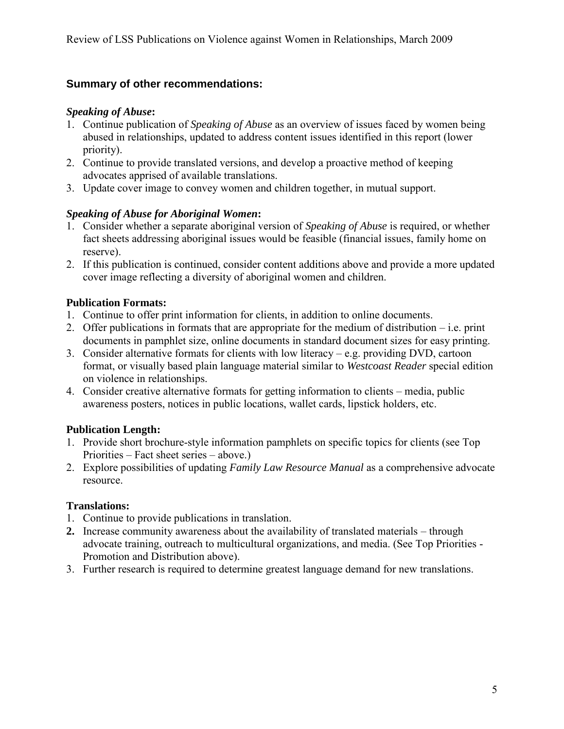## Summary of other recommendations:

### *Speaking of Abuse*:

1. Continue publication of *Speaking of Abuse* as an overview of issues faced by women being abused in relationships, updated to address content issues identified in this report (lower priority).
2. Continue to provide translated versions, and develop a proactive method of keeping advocates apprised of available translations.
3. Update cover image to convey women and children together, in mutual support.

### *Speaking of Abuse for Aboriginal Women*:

1. Consider whether a separate aboriginal version of *Speaking of Abuse* is required, or whether fact sheets addressing aboriginal issues would be feasible (financial issues, family home on reserve).
2. If this publication is continued, consider content additions above and provide a more updated cover image reflecting a diversity of aboriginal women and children.

### Publication Formats:

1. Continue to offer print information for clients, in addition to online documents.
2. Offer publications in formats that are appropriate for the medium of distribution – i.e. print documents in pamphlet size, online documents in standard document sizes for easy printing.
3. Consider alternative formats for clients with low literacy – e.g. providing DVD, cartoon format, or visually based plain language material similar to *Westcoast Reader* special edition on violence in relationships.
4. Consider creative alternative formats for getting information to clients – media, public awareness posters, notices in public locations, wallet cards, lipstick holders, etc.

### Publication Length:

1. Provide short brochure-style information pamphlets on specific topics for clients (see Top Priorities – Fact sheet series – above.)
2. Explore possibilities of updating *Family Law Resource Manual* as a comprehensive advocate resource.

### Translations:

1. Continue to provide publications in translation.
2. Increase community awareness about the availability of translated materials – through advocate training, outreach to multicultural organizations, and media. (See Top Priorities - Promotion and Distribution above).
3. Further research is required to determine greatest language demand for new translations.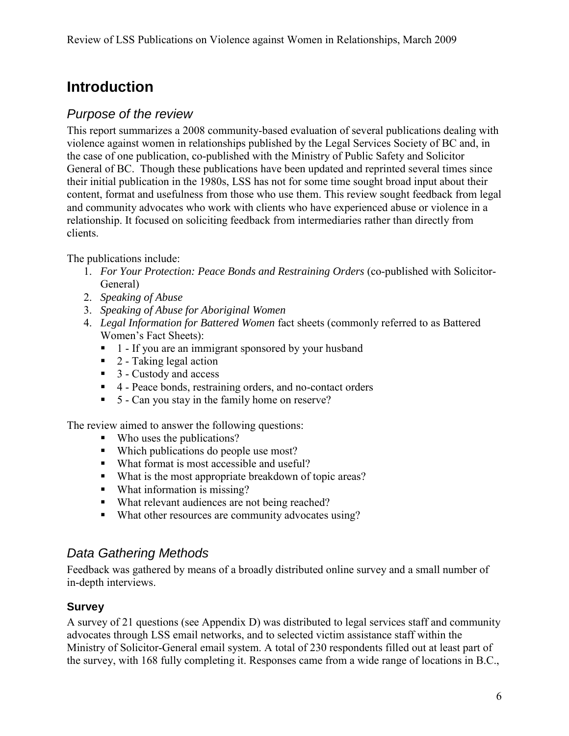# Introduction

## *Purpose of the review*

This report summarizes a 2008 community-based evaluation of several publications dealing with violence against women in relationships published by the Legal Services Society of BC and, in the case of one publication, co-published with the Ministry of Public Safety and Solicitor General of BC. Though these publications have been updated and reprinted several times since their initial publication in the 1980s, LSS has not for some time sought broad input about their content, format and usefulness from those who use them. This review sought feedback from legal and community advocates who work with clients who have experienced abuse or violence in a relationship. It focused on soliciting feedback from intermediaries rather than directly from clients.

The publications include:

1. *For Your Protection: Peace Bonds and Restraining Orders* (co-published with Solicitor-General)
2. *Speaking of Abuse*
3. *Speaking of Abuse for Aboriginal Women*
4. *Legal Information for Battered Women* fact sheets (commonly referred to as Battered Women's Fact Sheets):
   - 1 - If you are an immigrant sponsored by your husband
   - 2 - Taking legal action
   - 3 - Custody and access
   - 4 - Peace bonds, restraining orders, and no-contact orders
   - 5 - Can you stay in the family home on reserve?

The review aimed to answer the following questions:

- Who uses the publications?
- Which publications do people use most?
- What format is most accessible and useful?
- What is the most appropriate breakdown of topic areas?
- What information is missing?
- What relevant audiences are not being reached?
- What other resources are community advocates using?

## *Data Gathering Methods*

Feedback was gathered by means of a broadly distributed online survey and a small number of in-depth interviews.

### Survey

A survey of 21 questions (see Appendix D) was distributed to legal services staff and community advocates through LSS email networks, and to selected victim assistance staff within the Ministry of Solicitor-General email system. A total of 230 respondents filled out at least part of the survey, with 168 fully completing it. Responses came from a wide range of locations in B.C.,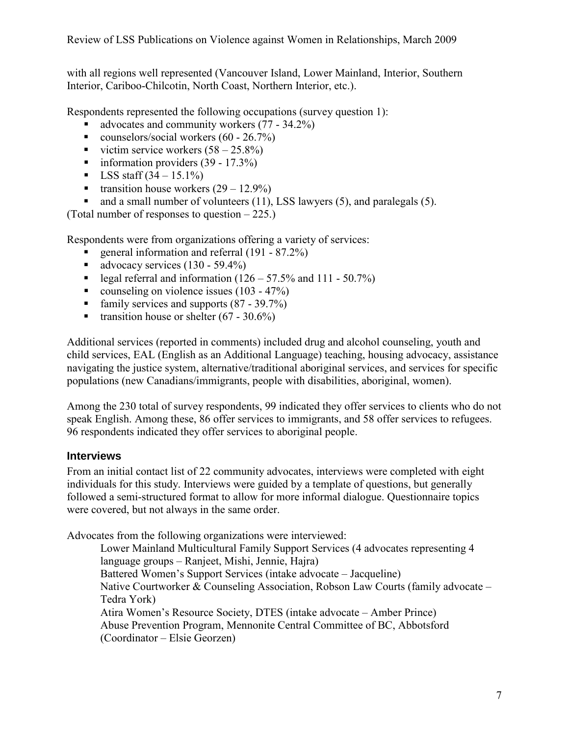with all regions well represented (Vancouver Island, Lower Mainland, Interior, Southern Interior, Cariboo-Chilcotin, North Coast, Northern Interior, etc.).

Respondents represented the following occupations (survey question 1):

- advocates and community workers (77 - 34.2%)
- counselors/social workers (60 - 26.7%)
- victim service workers (58 – 25.8%)
- information providers (39 - 17.3%)
- LSS staff (34 – 15.1%)
- transition house workers (29 – 12.9%)
- and a small number of volunteers (11), LSS lawyers (5), and paralegals (5).

(Total number of responses to question – 225.)

Respondents were from organizations offering a variety of services:

- general information and referral (191 - 87.2%)
- advocacy services (130 - 59.4%)
- legal referral and information (126 – 57.5% and 111 - 50.7%)
- counseling on violence issues (103 - 47%)
- family services and supports (87 - 39.7%)
- transition house or shelter (67 - 30.6%)

Additional services (reported in comments) included drug and alcohol counseling, youth and child services, EAL (English as an Additional Language) teaching, housing advocacy, assistance navigating the justice system, alternative/traditional aboriginal services, and services for specific populations (new Canadians/immigrants, people with disabilities, aboriginal, women).

Among the 230 total of survey respondents, 99 indicated they offer services to clients who do not speak English. Among these, 86 offer services to immigrants, and 58 offer services to refugees. 96 respondents indicated they offer services to aboriginal people.

### Interviews

From an initial contact list of 22 community advocates, interviews were completed with eight individuals for this study. Interviews were guided by a template of questions, but generally followed a semi-structured format to allow for more informal dialogue. Questionnaire topics were covered, but not always in the same order.

Advocates from the following organizations were interviewed:

Lower Mainland Multicultural Family Support Services (4 advocates representing 4 language groups – Ranjeet, Mishi, Jennie, Hajra)
Battered Women's Support Services (intake advocate – Jacqueline)
Native Courtworker & Counseling Association, Robson Law Courts (family advocate – Tedra York)
Atira Women's Resource Society, DTES (intake advocate – Amber Prince)
Abuse Prevention Program, Mennonite Central Committee of BC, Abbotsford (Coordinator – Elsie Georzen)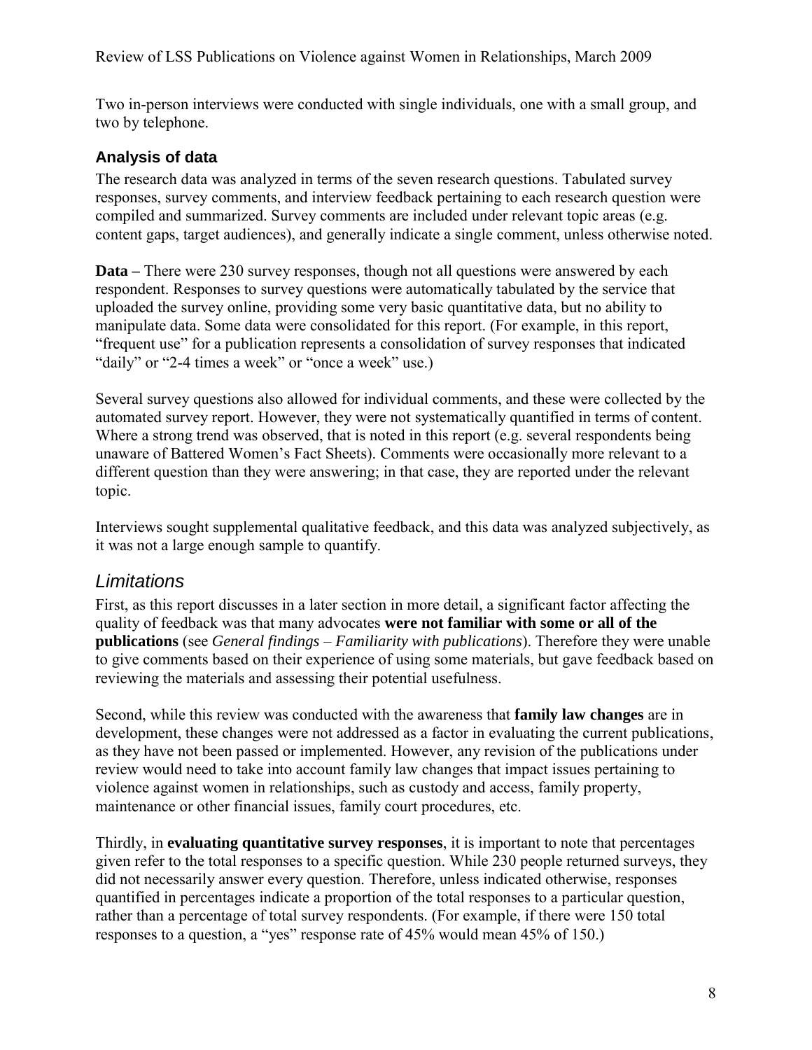Two in-person interviews were conducted with single individuals, one with a small group, and two by telephone.

### Analysis of data

The research data was analyzed in terms of the seven research questions. Tabulated survey responses, survey comments, and interview feedback pertaining to each research question were compiled and summarized. Survey comments are included under relevant topic areas (e.g. content gaps, target audiences), and generally indicate a single comment, unless otherwise noted.

**Data –** There were 230 survey responses, though not all questions were answered by each respondent. Responses to survey questions were automatically tabulated by the service that uploaded the survey online, providing some very basic quantitative data, but no ability to manipulate data. Some data were consolidated for this report. (For example, in this report, "frequent use" for a publication represents a consolidation of survey responses that indicated "daily" or "2-4 times a week" or "once a week" use.)

Several survey questions also allowed for individual comments, and these were collected by the automated survey report. However, they were not systematically quantified in terms of content. Where a strong trend was observed, that is noted in this report (e.g. several respondents being unaware of Battered Women's Fact Sheets). Comments were occasionally more relevant to a different question than they were answering; in that case, they are reported under the relevant topic.

Interviews sought supplemental qualitative feedback, and this data was analyzed subjectively, as it was not a large enough sample to quantify.

## *Limitations*

First, as this report discusses in a later section in more detail, a significant factor affecting the quality of feedback was that many advocates **were not familiar with some or all of the publications** (see *General findings – Familiarity with publications*). Therefore they were unable to give comments based on their experience of using some materials, but gave feedback based on reviewing the materials and assessing their potential usefulness.

Second, while this review was conducted with the awareness that **family law changes** are in development, these changes were not addressed as a factor in evaluating the current publications, as they have not been passed or implemented. However, any revision of the publications under review would need to take into account family law changes that impact issues pertaining to violence against women in relationships, such as custody and access, family property, maintenance or other financial issues, family court procedures, etc.

Thirdly, in **evaluating quantitative survey responses**, it is important to note that percentages given refer to the total responses to a specific question. While 230 people returned surveys, they did not necessarily answer every question. Therefore, unless indicated otherwise, responses quantified in percentages indicate a proportion of the total responses to a particular question, rather than a percentage of total survey respondents. (For example, if there were 150 total responses to a question, a "yes" response rate of 45% would mean 45% of 150.)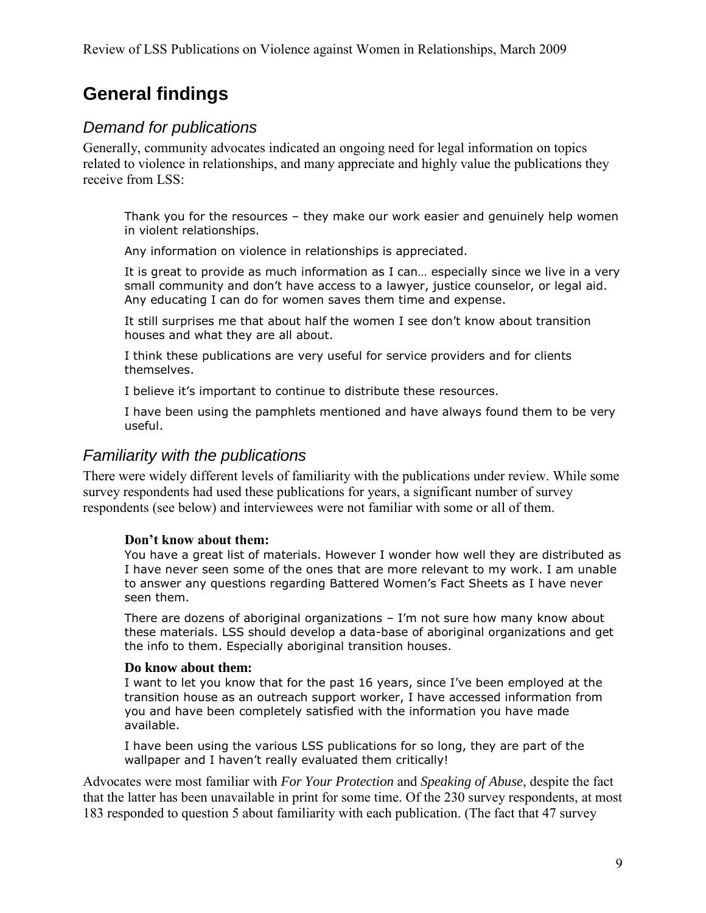## General findings

### *Demand for publications*

Generally, community advocates indicated an ongoing need for legal information on topics related to violence in relationships, and many appreciate and highly value the publications they receive from LSS:

> Thank you for the resources – they make our work easier and genuinely help women in violent relationships.
>
> Any information on violence in relationships is appreciated.
>
> It is great to provide as much information as I can… especially since we live in a very small community and don't have access to a lawyer, justice counselor, or legal aid. Any educating I can do for women saves them time and expense.
>
> It still surprises me that about half the women I see don't know about transition houses and what they are all about.
>
> I think these publications are very useful for service providers and for clients themselves.
>
> I believe it's important to continue to distribute these resources.
>
> I have been using the pamphlets mentioned and have always found them to be very useful.

### *Familiarity with the publications*

There were widely different levels of familiarity with the publications under review. While some survey respondents had used these publications for years, a significant number of survey respondents (see below) and interviewees were not familiar with some or all of them.

> **Don't know about them:**
>
> You have a great list of materials. However I wonder how well they are distributed as I have never seen some of the ones that are more relevant to my work. I am unable to answer any questions regarding Battered Women's Fact Sheets as I have never seen them.
>
> There are dozens of aboriginal organizations – I'm not sure how many know about these materials. LSS should develop a data-base of aboriginal organizations and get the info to them. Especially aboriginal transition houses.
>
> **Do know about them:**
>
> I want to let you know that for the past 16 years, since I've been employed at the transition house as an outreach support worker, I have accessed information from you and have been completely satisfied with the information you have made available.
>
> I have been using the various LSS publications for so long, they are part of the wallpaper and I haven't really evaluated them critically!

Advocates were most familiar with *For Your Protection* and *Speaking of Abuse*, despite the fact that the latter has been unavailable in print for some time. Of the 230 survey respondents, at most 183 responded to question 5 about familiarity with each publication. (The fact that 47 survey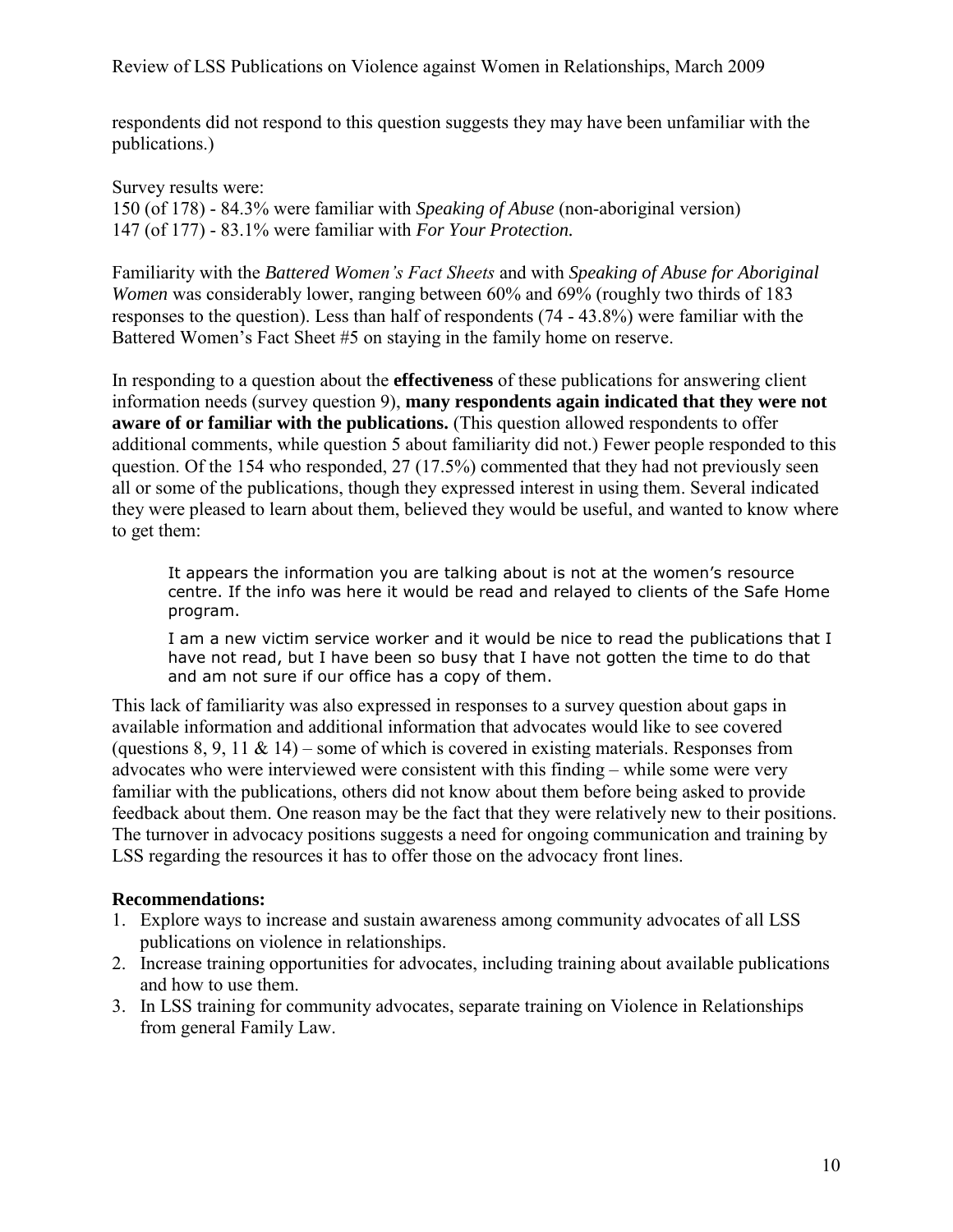respondents did not respond to this question suggests they may have been unfamiliar with the publications.)

Survey results were:
150 (of 178) - 84.3% were familiar with *Speaking of Abuse* (non-aboriginal version)
147 (of 177) - 83.1% were familiar with *For Your Protection.*

Familiarity with the *Battered Women's Fact Sheets* and with *Speaking of Abuse for Aboriginal Women* was considerably lower, ranging between 60% and 69% (roughly two thirds of 183 responses to the question). Less than half of respondents (74 - 43.8%) were familiar with the Battered Women's Fact Sheet #5 on staying in the family home on reserve.

In responding to a question about the **effectiveness** of these publications for answering client information needs (survey question 9), **many respondents again indicated that they were not aware of or familiar with the publications.** (This question allowed respondents to offer additional comments, while question 5 about familiarity did not.) Fewer people responded to this question. Of the 154 who responded, 27 (17.5%) commented that they had not previously seen all or some of the publications, though they expressed interest in using them. Several indicated they were pleased to learn about them, believed they would be useful, and wanted to know where to get them:

> It appears the information you are talking about is not at the women's resource centre. If the info was here it would be read and relayed to clients of the Safe Home program.
>
> I am a new victim service worker and it would be nice to read the publications that I have not read, but I have been so busy that I have not gotten the time to do that and am not sure if our office has a copy of them.

This lack of familiarity was also expressed in responses to a survey question about gaps in available information and additional information that advocates would like to see covered (questions 8, 9, 11 & 14) – some of which is covered in existing materials. Responses from advocates who were interviewed were consistent with this finding – while some were very familiar with the publications, others did not know about them before being asked to provide feedback about them. One reason may be the fact that they were relatively new to their positions. The turnover in advocacy positions suggests a need for ongoing communication and training by LSS regarding the resources it has to offer those on the advocacy front lines.

**Recommendations:**

1. Explore ways to increase and sustain awareness among community advocates of all LSS publications on violence in relationships.
2. Increase training opportunities for advocates, including training about available publications and how to use them.
3. In LSS training for community advocates, separate training on Violence in Relationships from general Family Law.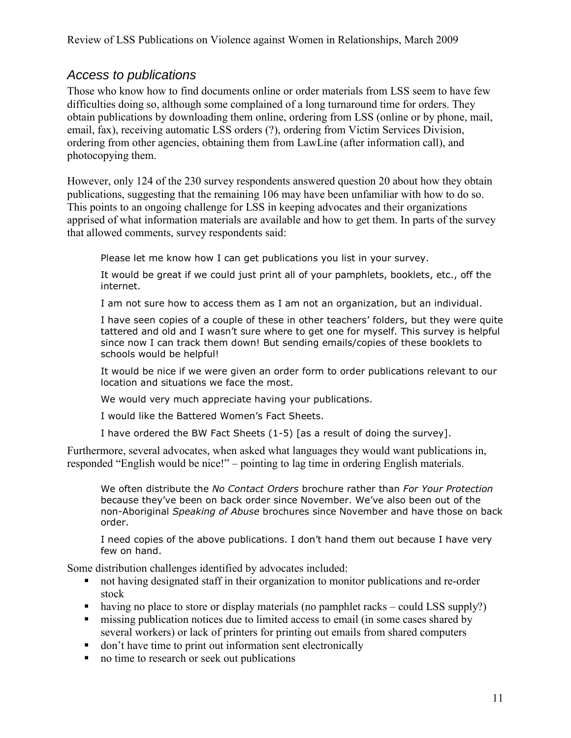## *Access to publications*

Those who know how to find documents online or order materials from LSS seem to have few difficulties doing so, although some complained of a long turnaround time for orders. They obtain publications by downloading them online, ordering from LSS (online or by phone, mail, email, fax), receiving automatic LSS orders (?), ordering from Victim Services Division, ordering from other agencies, obtaining them from LawLine (after information call), and photocopying them.

However, only 124 of the 230 survey respondents answered question 20 about how they obtain publications, suggesting that the remaining 106 may have been unfamiliar with how to do so. This points to an ongoing challenge for LSS in keeping advocates and their organizations apprised of what information materials are available and how to get them. In parts of the survey that allowed comments, survey respondents said:

> Please let me know how I can get publications you list in your survey.
>
> It would be great if we could just print all of your pamphlets, booklets, etc., off the internet.
>
> I am not sure how to access them as I am not an organization, but an individual.
>
> I have seen copies of a couple of these in other teachers' folders, but they were quite tattered and old and I wasn't sure where to get one for myself. This survey is helpful since now I can track them down! But sending emails/copies of these booklets to schools would be helpful!
>
> It would be nice if we were given an order form to order publications relevant to our location and situations we face the most.
>
> We would very much appreciate having your publications.
>
> I would like the Battered Women's Fact Sheets.
>
> I have ordered the BW Fact Sheets (1-5) [as a result of doing the survey].

Furthermore, several advocates, when asked what languages they would want publications in, responded "English would be nice!" – pointing to lag time in ordering English materials.

> We often distribute the *No Contact Orders* brochure rather than *For Your Protection* because they've been on back order since November. We've also been out of the non-Aboriginal *Speaking of Abuse* brochures since November and have those on back order.
>
> I need copies of the above publications. I don't hand them out because I have very few on hand.

Some distribution challenges identified by advocates included:

- not having designated staff in their organization to monitor publications and re-order stock
- having no place to store or display materials (no pamphlet racks – could LSS supply?)
- missing publication notices due to limited access to email (in some cases shared by several workers) or lack of printers for printing out emails from shared computers
- don't have time to print out information sent electronically
- no time to research or seek out publications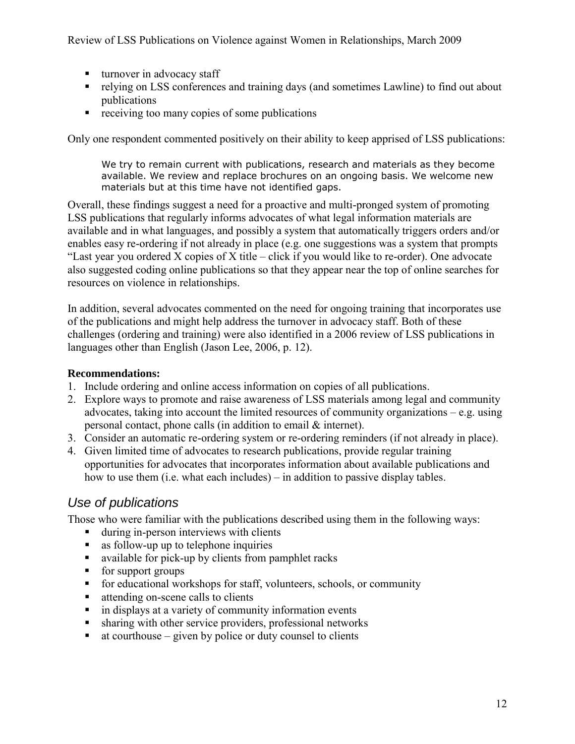- turnover in advocacy staff
- relying on LSS conferences and training days (and sometimes Lawline) to find out about publications
- receiving too many copies of some publications

Only one respondent commented positively on their ability to keep apprised of LSS publications:

> We try to remain current with publications, research and materials as they become available. We review and replace brochures on an ongoing basis. We welcome new materials but at this time have not identified gaps.

Overall, these findings suggest a need for a proactive and multi-pronged system of promoting LSS publications that regularly informs advocates of what legal information materials are available and in what languages, and possibly a system that automatically triggers orders and/or enables easy re-ordering if not already in place (e.g. one suggestions was a system that prompts "Last year you ordered X copies of X title – click if you would like to re-order). One advocate also suggested coding online publications so that they appear near the top of online searches for resources on violence in relationships.

In addition, several advocates commented on the need for ongoing training that incorporates use of the publications and might help address the turnover in advocacy staff. Both of these challenges (ordering and training) were also identified in a 2006 review of LSS publications in languages other than English (Jason Lee, 2006, p. 12).

**Recommendations:**

1. Include ordering and online access information on copies of all publications.
2. Explore ways to promote and raise awareness of LSS materials among legal and community advocates, taking into account the limited resources of community organizations – e.g. using personal contact, phone calls (in addition to email & internet).
3. Consider an automatic re-ordering system or re-ordering reminders (if not already in place).
4. Given limited time of advocates to research publications, provide regular training opportunities for advocates that incorporates information about available publications and how to use them (i.e. what each includes) – in addition to passive display tables.

## *Use of publications*

Those who were familiar with the publications described using them in the following ways:

- during in-person interviews with clients
- as follow-up up to telephone inquiries
- available for pick-up by clients from pamphlet racks
- for support groups
- for educational workshops for staff, volunteers, schools, or community
- attending on-scene calls to clients
- in displays at a variety of community information events
- sharing with other service providers, professional networks
- at courthouse – given by police or duty counsel to clients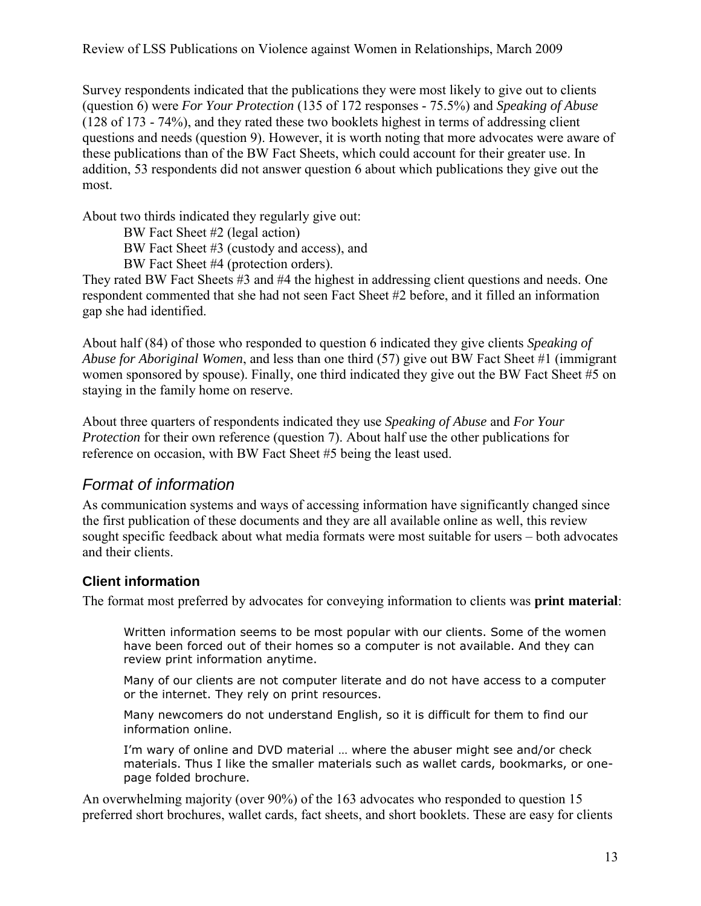Survey respondents indicated that the publications they were most likely to give out to clients (question 6) were *For Your Protection* (135 of 172 responses - 75.5%) and *Speaking of Abuse* (128 of 173 - 74%), and they rated these two booklets highest in terms of addressing client questions and needs (question 9). However, it is worth noting that more advocates were aware of these publications than of the BW Fact Sheets, which could account for their greater use. In addition, 53 respondents did not answer question 6 about which publications they give out the most.

About two thirds indicated they regularly give out:

- BW Fact Sheet #2 (legal action)
- BW Fact Sheet #3 (custody and access), and
- BW Fact Sheet #4 (protection orders).

They rated BW Fact Sheets #3 and #4 the highest in addressing client questions and needs. One respondent commented that she had not seen Fact Sheet #2 before, and it filled an information gap she had identified.

About half (84) of those who responded to question 6 indicated they give clients *Speaking of Abuse for Aboriginal Women*, and less than one third (57) give out BW Fact Sheet #1 (immigrant women sponsored by spouse). Finally, one third indicated they give out the BW Fact Sheet #5 on staying in the family home on reserve.

About three quarters of respondents indicated they use *Speaking of Abuse* and *For Your Protection* for their own reference (question 7). About half use the other publications for reference on occasion, with BW Fact Sheet #5 being the least used.

## *Format of information*

As communication systems and ways of accessing information have significantly changed since the first publication of these documents and they are all available online as well, this review sought specific feedback about what media formats were most suitable for users – both advocates and their clients.

### Client information

The format most preferred by advocates for conveying information to clients was **print material**:

> Written information seems to be most popular with our clients. Some of the women have been forced out of their homes so a computer is not available. And they can review print information anytime.
>
> Many of our clients are not computer literate and do not have access to a computer or the internet. They rely on print resources.
>
> Many newcomers do not understand English, so it is difficult for them to find our information online.
>
> I'm wary of online and DVD material … where the abuser might see and/or check materials. Thus I like the smaller materials such as wallet cards, bookmarks, or one-page folded brochure.

An overwhelming majority (over 90%) of the 163 advocates who responded to question 15 preferred short brochures, wallet cards, fact sheets, and short booklets. These are easy for clients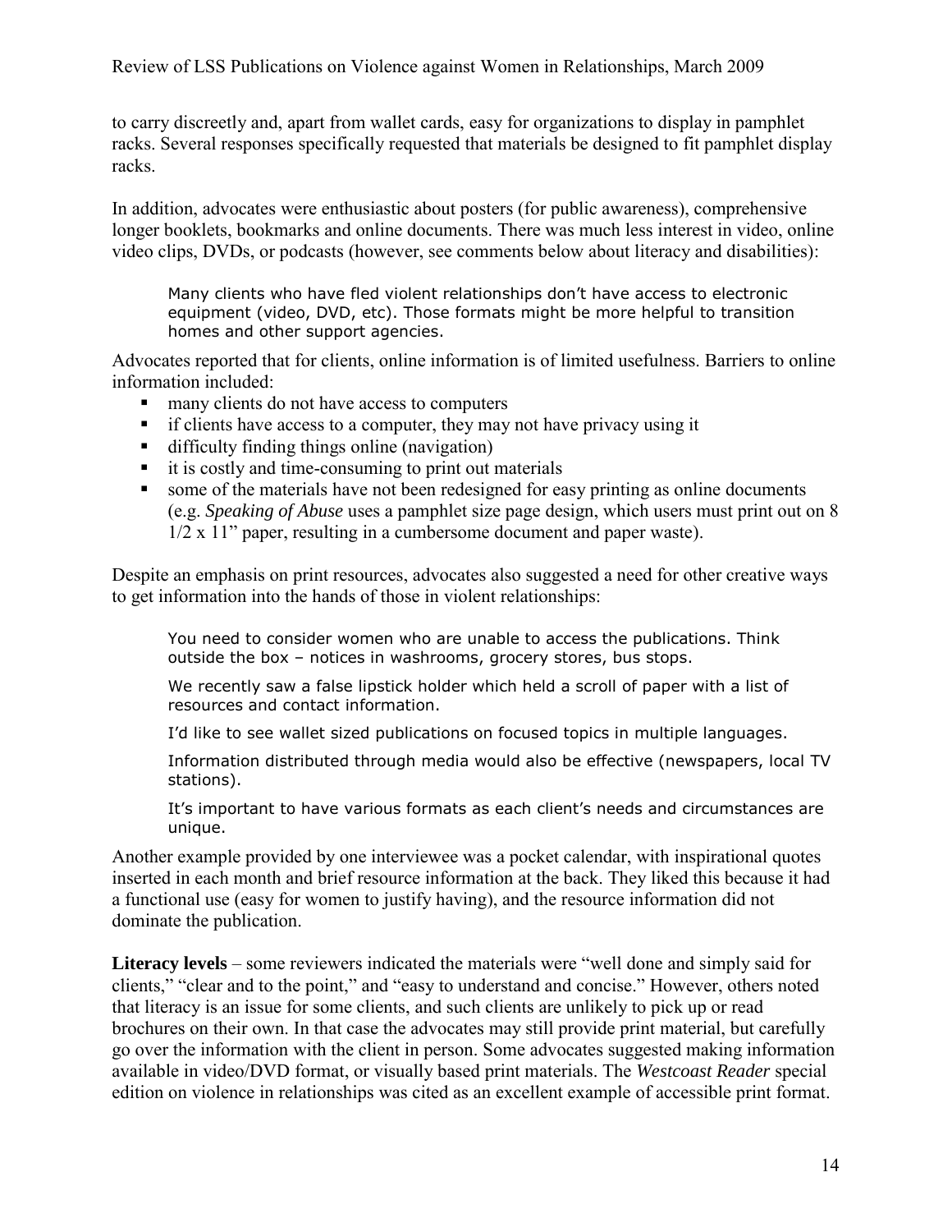to carry discreetly and, apart from wallet cards, easy for organizations to display in pamphlet racks. Several responses specifically requested that materials be designed to fit pamphlet display racks.

In addition, advocates were enthusiastic about posters (for public awareness), comprehensive longer booklets, bookmarks and online documents. There was much less interest in video, online video clips, DVDs, or podcasts (however, see comments below about literacy and disabilities):

> Many clients who have fled violent relationships don't have access to electronic equipment (video, DVD, etc). Those formats might be more helpful to transition homes and other support agencies.

Advocates reported that for clients, online information is of limited usefulness. Barriers to online information included:

- many clients do not have access to computers
- if clients have access to a computer, they may not have privacy using it
- difficulty finding things online (navigation)
- it is costly and time-consuming to print out materials
- some of the materials have not been redesigned for easy printing as online documents (e.g. *Speaking of Abuse* uses a pamphlet size page design, which users must print out on 8 1/2 x 11" paper, resulting in a cumbersome document and paper waste).

Despite an emphasis on print resources, advocates also suggested a need for other creative ways to get information into the hands of those in violent relationships:

> You need to consider women who are unable to access the publications. Think outside the box – notices in washrooms, grocery stores, bus stops.
>
> We recently saw a false lipstick holder which held a scroll of paper with a list of resources and contact information.
>
> I'd like to see wallet sized publications on focused topics in multiple languages.
>
> Information distributed through media would also be effective (newspapers, local TV stations).
>
> It's important to have various formats as each client's needs and circumstances are unique.

Another example provided by one interviewee was a pocket calendar, with inspirational quotes inserted in each month and brief resource information at the back. They liked this because it had a functional use (easy for women to justify having), and the resource information did not dominate the publication.

**Literacy levels** – some reviewers indicated the materials were "well done and simply said for clients," "clear and to the point," and "easy to understand and concise." However, others noted that literacy is an issue for some clients, and such clients are unlikely to pick up or read brochures on their own. In that case the advocates may still provide print material, but carefully go over the information with the client in person. Some advocates suggested making information available in video/DVD format, or visually based print materials. The *Westcoast Reader* special edition on violence in relationships was cited as an excellent example of accessible print format.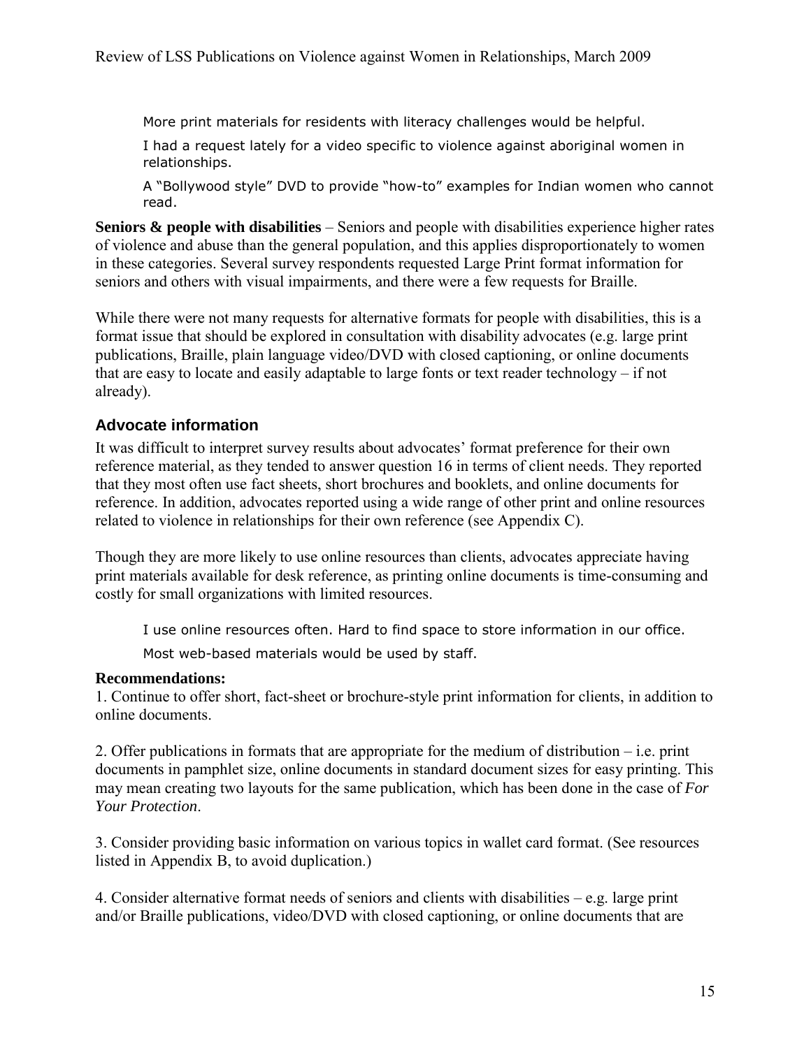More print materials for residents with literacy challenges would be helpful.

I had a request lately for a video specific to violence against aboriginal women in relationships.

A "Bollywood style" DVD to provide "how-to" examples for Indian women who cannot read.

**Seniors & people with disabilities** – Seniors and people with disabilities experience higher rates of violence and abuse than the general population, and this applies disproportionately to women in these categories. Several survey respondents requested Large Print format information for seniors and others with visual impairments, and there were a few requests for Braille.

While there were not many requests for alternative formats for people with disabilities, this is a format issue that should be explored in consultation with disability advocates (e.g. large print publications, Braille, plain language video/DVD with closed captioning, or online documents that are easy to locate and easily adaptable to large fonts or text reader technology – if not already).

## Advocate information

It was difficult to interpret survey results about advocates' format preference for their own reference material, as they tended to answer question 16 in terms of client needs. They reported that they most often use fact sheets, short brochures and booklets, and online documents for reference. In addition, advocates reported using a wide range of other print and online resources related to violence in relationships for their own reference (see Appendix C).

Though they are more likely to use online resources than clients, advocates appreciate having print materials available for desk reference, as printing online documents is time-consuming and costly for small organizations with limited resources.

I use online resources often. Hard to find space to store information in our office.

Most web-based materials would be used by staff.

**Recommendations:**

1. Continue to offer short, fact-sheet or brochure-style print information for clients, in addition to online documents.

2. Offer publications in formats that are appropriate for the medium of distribution – i.e. print documents in pamphlet size, online documents in standard document sizes for easy printing. This may mean creating two layouts for the same publication, which has been done in the case of *For Your Protection*.

3. Consider providing basic information on various topics in wallet card format. (See resources listed in Appendix B, to avoid duplication.)

4. Consider alternative format needs of seniors and clients with disabilities – e.g. large print and/or Braille publications, video/DVD with closed captioning, or online documents that are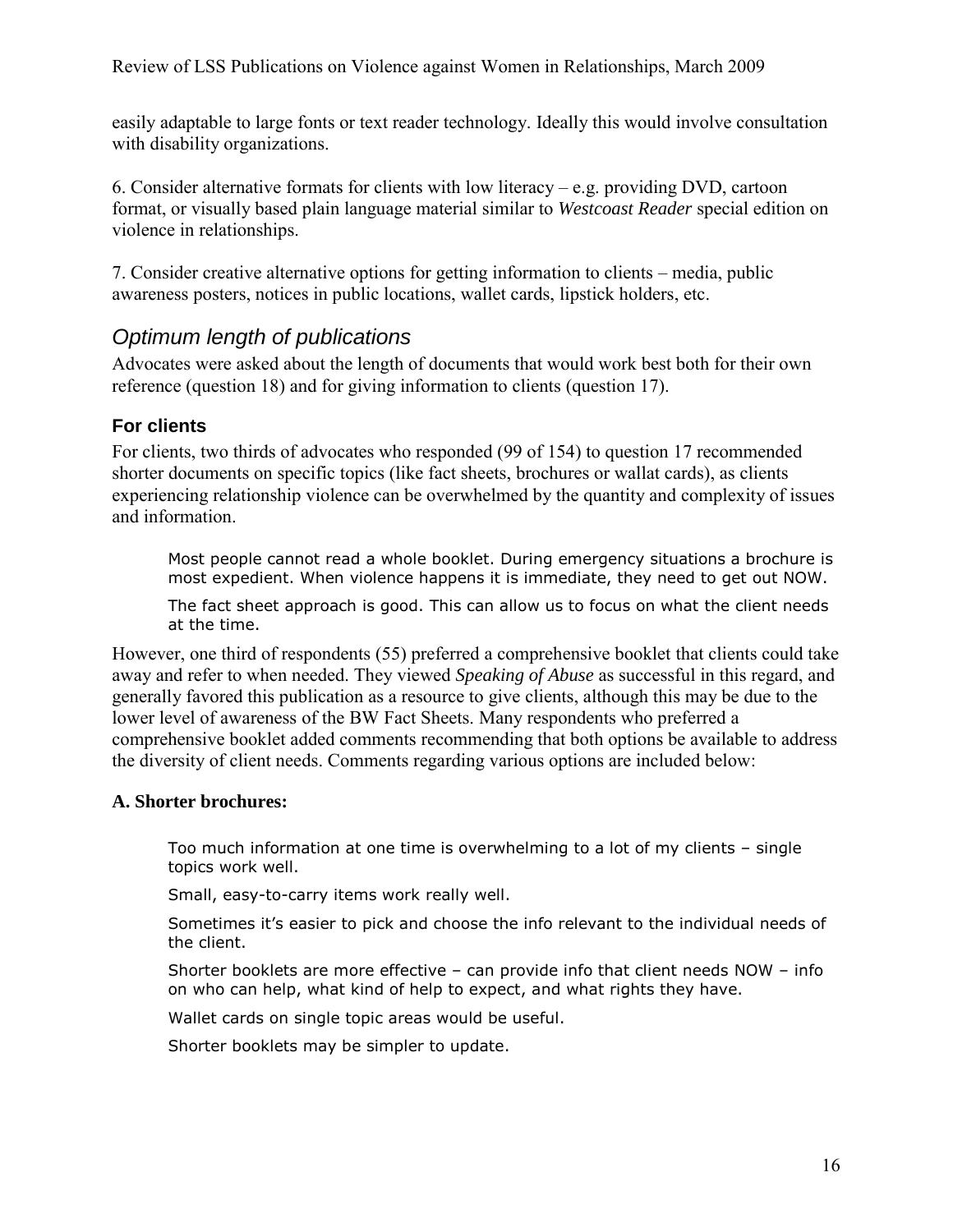easily adaptable to large fonts or text reader technology. Ideally this would involve consultation with disability organizations.

6. Consider alternative formats for clients with low literacy – e.g. providing DVD, cartoon format, or visually based plain language material similar to *Westcoast Reader* special edition on violence in relationships.

7. Consider creative alternative options for getting information to clients – media, public awareness posters, notices in public locations, wallet cards, lipstick holders, etc.

## *Optimum length of publications*

Advocates were asked about the length of documents that would work best both for their own reference (question 18) and for giving information to clients (question 17).

### For clients

For clients, two thirds of advocates who responded (99 of 154) to question 17 recommended shorter documents on specific topics (like fact sheets, brochures or wallat cards), as clients experiencing relationship violence can be overwhelmed by the quantity and complexity of issues and information.

> Most people cannot read a whole booklet. During emergency situations a brochure is most expedient. When violence happens it is immediate, they need to get out NOW.
>
> The fact sheet approach is good. This can allow us to focus on what the client needs at the time.

However, one third of respondents (55) preferred a comprehensive booklet that clients could take away and refer to when needed. They viewed *Speaking of Abuse* as successful in this regard, and generally favored this publication as a resource to give clients, although this may be due to the lower level of awareness of the BW Fact Sheets. Many respondents who preferred a comprehensive booklet added comments recommending that both options be available to address the diversity of client needs. Comments regarding various options are included below:

**A. Shorter brochures:**

> Too much information at one time is overwhelming to a lot of my clients – single topics work well.
>
> Small, easy-to-carry items work really well.
>
> Sometimes it's easier to pick and choose the info relevant to the individual needs of the client.
>
> Shorter booklets are more effective – can provide info that client needs NOW – info on who can help, what kind of help to expect, and what rights they have.
>
> Wallet cards on single topic areas would be useful.
>
> Shorter booklets may be simpler to update.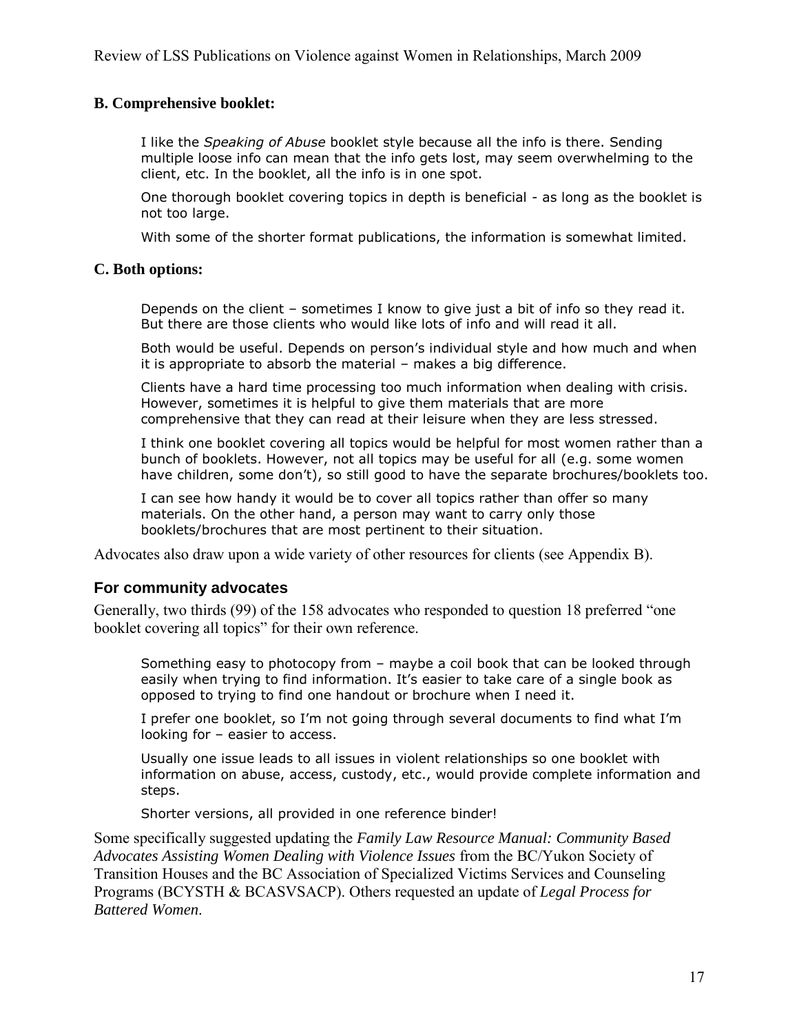### B. Comprehensive booklet:

> I like the *Speaking of Abuse* booklet style because all the info is there. Sending multiple loose info can mean that the info gets lost, may seem overwhelming to the client, etc. In the booklet, all the info is in one spot.
>
> One thorough booklet covering topics in depth is beneficial - as long as the booklet is not too large.
>
> With some of the shorter format publications, the information is somewhat limited.

### C. Both options:

> Depends on the client – sometimes I know to give just a bit of info so they read it. But there are those clients who would like lots of info and will read it all.
>
> Both would be useful. Depends on person's individual style and how much and when it is appropriate to absorb the material – makes a big difference.
>
> Clients have a hard time processing too much information when dealing with crisis. However, sometimes it is helpful to give them materials that are more comprehensive that they can read at their leisure when they are less stressed.
>
> I think one booklet covering all topics would be helpful for most women rather than a bunch of booklets. However, not all topics may be useful for all (e.g. some women have children, some don't), so still good to have the separate brochures/booklets too.
>
> I can see how handy it would be to cover all topics rather than offer so many materials. On the other hand, a person may want to carry only those booklets/brochures that are most pertinent to their situation.

Advocates also draw upon a wide variety of other resources for clients (see Appendix B).

## For community advocates

Generally, two thirds (99) of the 158 advocates who responded to question 18 preferred "one booklet covering all topics" for their own reference.

> Something easy to photocopy from – maybe a coil book that can be looked through easily when trying to find information. It's easier to take care of a single book as opposed to trying to find one handout or brochure when I need it.
>
> I prefer one booklet, so I'm not going through several documents to find what I'm looking for – easier to access.
>
> Usually one issue leads to all issues in violent relationships so one booklet with information on abuse, access, custody, etc., would provide complete information and steps.
>
> Shorter versions, all provided in one reference binder!

Some specifically suggested updating the *Family Law Resource Manual: Community Based Advocates Assisting Women Dealing with Violence Issues* from the BC/Yukon Society of Transition Houses and the BC Association of Specialized Victims Services and Counseling Programs (BCYSTH & BCASVSACP). Others requested an update of *Legal Process for Battered Women*.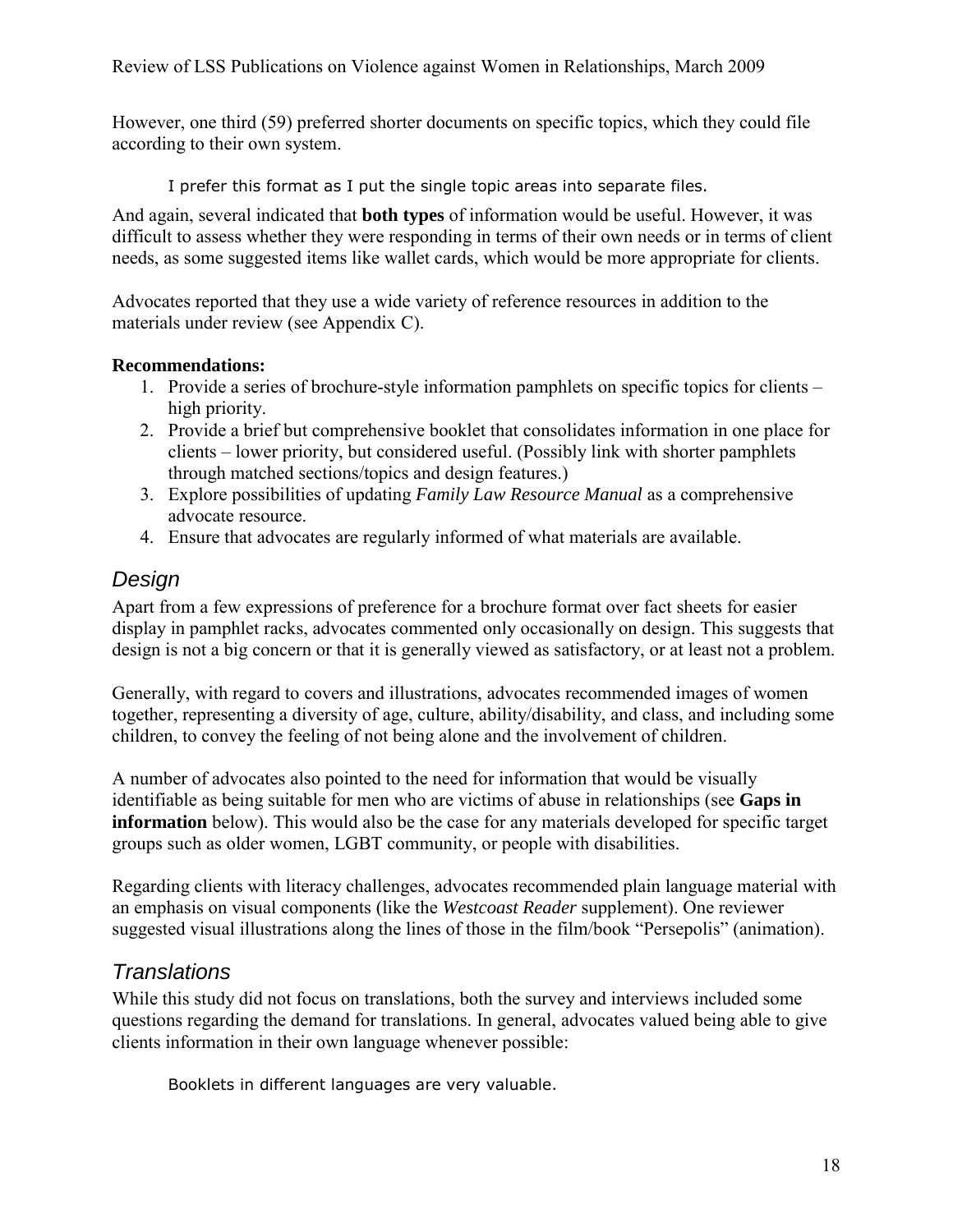However, one third (59) preferred shorter documents on specific topics, which they could file according to their own system.

> I prefer this format as I put the single topic areas into separate files.

And again, several indicated that **both types** of information would be useful. However, it was difficult to assess whether they were responding in terms of their own needs or in terms of client needs, as some suggested items like wallet cards, which would be more appropriate for clients.

Advocates reported that they use a wide variety of reference resources in addition to the materials under review (see Appendix C).

**Recommendations:**

1. Provide a series of brochure-style information pamphlets on specific topics for clients – high priority.
2. Provide a brief but comprehensive booklet that consolidates information in one place for clients – lower priority, but considered useful. (Possibly link with shorter pamphlets through matched sections/topics and design features.)
3. Explore possibilities of updating *Family Law Resource Manual* as a comprehensive advocate resource.
4. Ensure that advocates are regularly informed of what materials are available.

## *Design*

Apart from a few expressions of preference for a brochure format over fact sheets for easier display in pamphlet racks, advocates commented only occasionally on design. This suggests that design is not a big concern or that it is generally viewed as satisfactory, or at least not a problem.

Generally, with regard to covers and illustrations, advocates recommended images of women together, representing a diversity of age, culture, ability/disability, and class, and including some children, to convey the feeling of not being alone and the involvement of children.

A number of advocates also pointed to the need for information that would be visually identifiable as being suitable for men who are victims of abuse in relationships (see **Gaps in information** below). This would also be the case for any materials developed for specific target groups such as older women, LGBT community, or people with disabilities.

Regarding clients with literacy challenges, advocates recommended plain language material with an emphasis on visual components (like the *Westcoast Reader* supplement). One reviewer suggested visual illustrations along the lines of those in the film/book "Persepolis" (animation).

## *Translations*

While this study did not focus on translations, both the survey and interviews included some questions regarding the demand for translations. In general, advocates valued being able to give clients information in their own language whenever possible:

> Booklets in different languages are very valuable.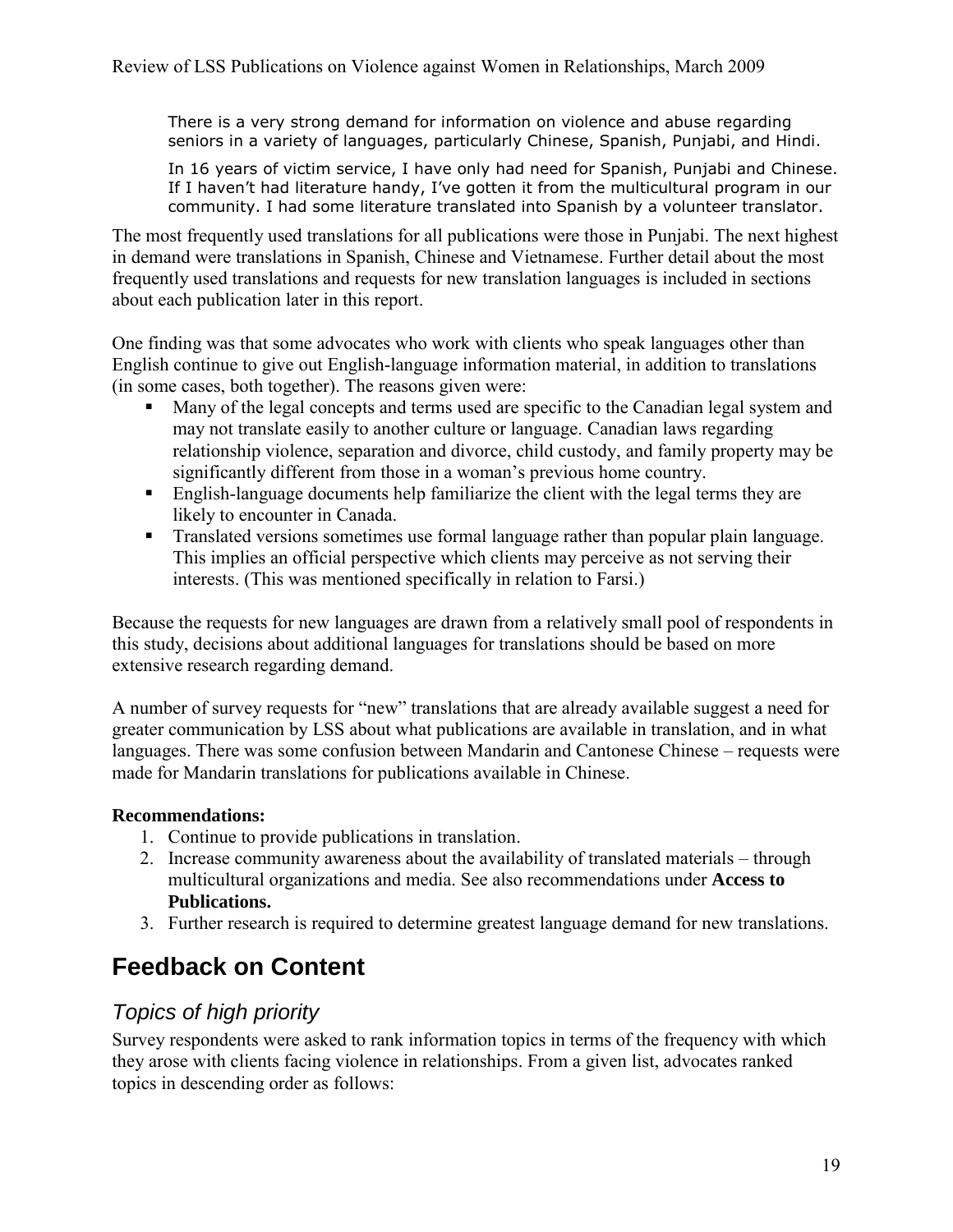> There is a very strong demand for information on violence and abuse regarding seniors in a variety of languages, particularly Chinese, Spanish, Punjabi, and Hindi.
>
> In 16 years of victim service, I have only had need for Spanish, Punjabi and Chinese. If I haven't had literature handy, I've gotten it from the multicultural program in our community. I had some literature translated into Spanish by a volunteer translator.

The most frequently used translations for all publications were those in Punjabi. The next highest in demand were translations in Spanish, Chinese and Vietnamese. Further detail about the most frequently used translations and requests for new translation languages is included in sections about each publication later in this report.

One finding was that some advocates who work with clients who speak languages other than English continue to give out English-language information material, in addition to translations (in some cases, both together). The reasons given were:

- Many of the legal concepts and terms used are specific to the Canadian legal system and may not translate easily to another culture or language. Canadian laws regarding relationship violence, separation and divorce, child custody, and family property may be significantly different from those in a woman's previous home country.
- English-language documents help familiarize the client with the legal terms they are likely to encounter in Canada.
- Translated versions sometimes use formal language rather than popular plain language. This implies an official perspective which clients may perceive as not serving their interests. (This was mentioned specifically in relation to Farsi.)

Because the requests for new languages are drawn from a relatively small pool of respondents in this study, decisions about additional languages for translations should be based on more extensive research regarding demand.

A number of survey requests for "new" translations that are already available suggest a need for greater communication by LSS about what publications are available in translation, and in what languages. There was some confusion between Mandarin and Cantonese Chinese – requests were made for Mandarin translations for publications available in Chinese.

**Recommendations:**

1. Continue to provide publications in translation.
2. Increase community awareness about the availability of translated materials – through multicultural organizations and media. See also recommendations under **Access to Publications.**
3. Further research is required to determine greatest language demand for new translations.

## Feedback on Content

### *Topics of high priority*

Survey respondents were asked to rank information topics in terms of the frequency with which they arose with clients facing violence in relationships. From a given list, advocates ranked topics in descending order as follows: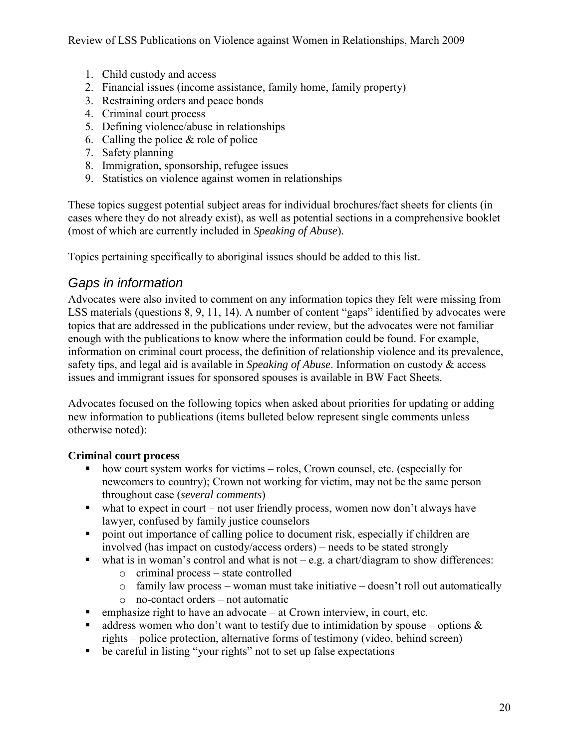1. Child custody and access
2. Financial issues (income assistance, family home, family property)
3. Restraining orders and peace bonds
4. Criminal court process
5. Defining violence/abuse in relationships
6. Calling the police & role of police
7. Safety planning
8. Immigration, sponsorship, refugee issues
9. Statistics on violence against women in relationships

These topics suggest potential subject areas for individual brochures/fact sheets for clients (in cases where they do not already exist), as well as potential sections in a comprehensive booklet (most of which are currently included in *Speaking of Abuse*).

Topics pertaining specifically to aboriginal issues should be added to this list.

## *Gaps in information*

Advocates were also invited to comment on any information topics they felt were missing from LSS materials (questions 8, 9, 11, 14). A number of content "gaps" identified by advocates were topics that are addressed in the publications under review, but the advocates were not familiar enough with the publications to know where the information could be found. For example, information on criminal court process, the definition of relationship violence and its prevalence, safety tips, and legal aid is available in *Speaking of Abuse*. Information on custody & access issues and immigrant issues for sponsored spouses is available in BW Fact Sheets.

Advocates focused on the following topics when asked about priorities for updating or adding new information to publications (items bulleted below represent single comments unless otherwise noted):

**Criminal court process**

- how court system works for victims – roles, Crown counsel, etc. (especially for newcomers to country); Crown not working for victim, may not be the same person throughout case (*several comments*)
- what to expect in court – not user friendly process, women now don't always have lawyer, confused by family justice counselors
- point out importance of calling police to document risk, especially if children are involved (has impact on custody/access orders) – needs to be stated strongly
- what is in woman's control and what is not – e.g. a chart/diagram to show differences:
  - criminal process – state controlled
  - family law process – woman must take initiative – doesn't roll out automatically
  - no-contact orders – not automatic
- emphasize right to have an advocate – at Crown interview, in court, etc.
- address women who don't want to testify due to intimidation by spouse – options & rights – police protection, alternative forms of testimony (video, behind screen)
- be careful in listing "your rights" not to set up false expectations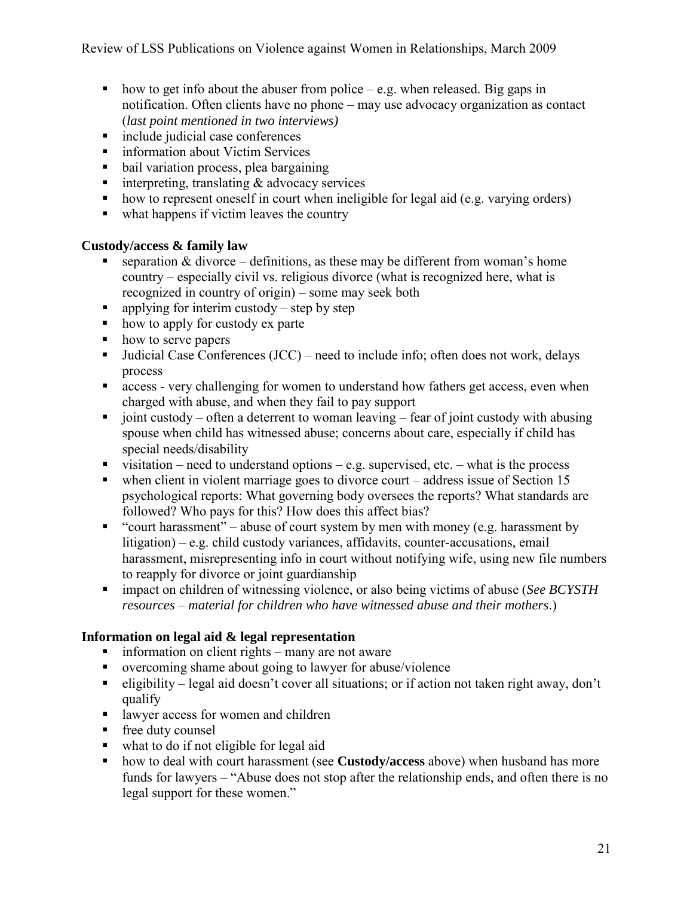- how to get info about the abuser from police – e.g. when released. Big gaps in notification. Often clients have no phone – may use advocacy organization as contact (*last point mentioned in two interviews)*
- include judicial case conferences
- information about Victim Services
- bail variation process, plea bargaining
- interpreting, translating & advocacy services
- how to represent oneself in court when ineligible for legal aid (e.g. varying orders)
- what happens if victim leaves the country

**Custody/access & family law**

- separation & divorce – definitions, as these may be different from woman's home country – especially civil vs. religious divorce (what is recognized here, what is recognized in country of origin) – some may seek both
- applying for interim custody – step by step
- how to apply for custody ex parte
- how to serve papers
- Judicial Case Conferences (JCC) – need to include info; often does not work, delays process
- access - very challenging for women to understand how fathers get access, even when charged with abuse, and when they fail to pay support
- joint custody – often a deterrent to woman leaving – fear of joint custody with abusing spouse when child has witnessed abuse; concerns about care, especially if child has special needs/disability
- visitation – need to understand options – e.g. supervised, etc. – what is the process
- when client in violent marriage goes to divorce court – address issue of Section 15 psychological reports: What governing body oversees the reports? What standards are followed? Who pays for this? How does this affect bias?
- "court harassment" – abuse of court system by men with money (e.g. harassment by litigation) – e.g. child custody variances, affidavits, counter-accusations, email harassment, misrepresenting info in court without notifying wife, using new file numbers to reapply for divorce or joint guardianship
- impact on children of witnessing violence, or also being victims of abuse (*See BCYSTH resources – material for children who have witnessed abuse and their mothers*.)

**Information on legal aid & legal representation**

- information on client rights – many are not aware
- overcoming shame about going to lawyer for abuse/violence
- eligibility – legal aid doesn't cover all situations; or if action not taken right away, don't qualify
- lawyer access for women and children
- free duty counsel
- what to do if not eligible for legal aid
- how to deal with court harassment (see **Custody/access** above) when husband has more funds for lawyers – "Abuse does not stop after the relationship ends, and often there is no legal support for these women."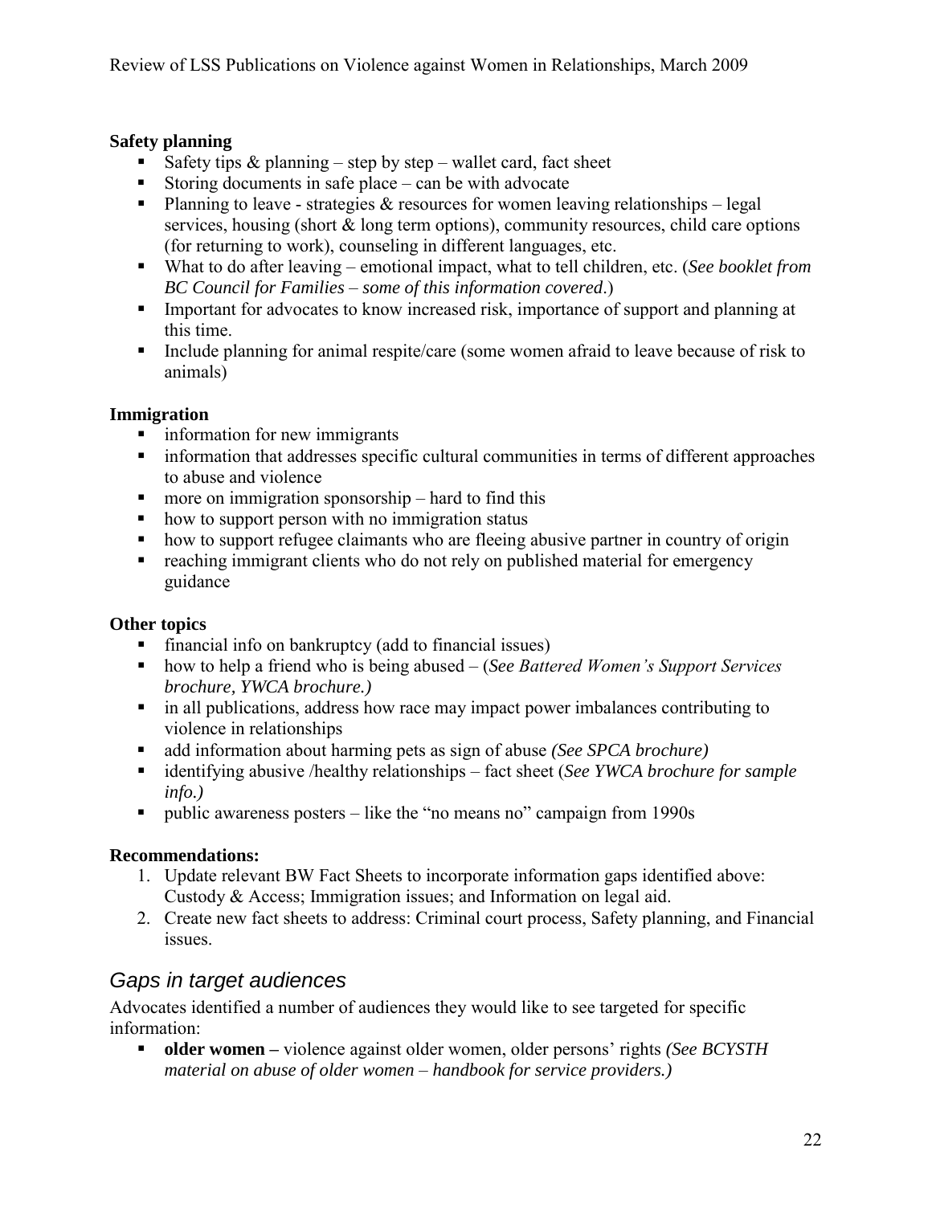**Safety planning**

- Safety tips & planning – step by step – wallet card, fact sheet
- Storing documents in safe place – can be with advocate
- Planning to leave - strategies & resources for women leaving relationships – legal services, housing (short & long term options), community resources, child care options (for returning to work), counseling in different languages, etc.
- What to do after leaving – emotional impact, what to tell children, etc. (*See booklet from BC Council for Families – some of this information covered*.)
- Important for advocates to know increased risk, importance of support and planning at this time.
- Include planning for animal respite/care (some women afraid to leave because of risk to animals)

**Immigration**

- information for new immigrants
- information that addresses specific cultural communities in terms of different approaches to abuse and violence
- more on immigration sponsorship – hard to find this
- how to support person with no immigration status
- how to support refugee claimants who are fleeing abusive partner in country of origin
- reaching immigrant clients who do not rely on published material for emergency guidance

**Other topics**

- financial info on bankruptcy (add to financial issues)
- how to help a friend who is being abused – (*See Battered Women's Support Services brochure, YWCA brochure.)*
- in all publications, address how race may impact power imbalances contributing to violence in relationships
- add information about harming pets as sign of abuse *(See SPCA brochure)*
- identifying abusive /healthy relationships – fact sheet (*See YWCA brochure for sample info.)*
- public awareness posters – like the "no means no" campaign from 1990s

**Recommendations:**

1. Update relevant BW Fact Sheets to incorporate information gaps identified above: Custody & Access; Immigration issues; and Information on legal aid.
2. Create new fact sheets to address: Criminal court process, Safety planning, and Financial issues.

## *Gaps in target audiences*

Advocates identified a number of audiences they would like to see targeted for specific information:

- **older women –** violence against older women, older persons' rights *(See BCYSTH material on abuse of older women – handbook for service providers.)*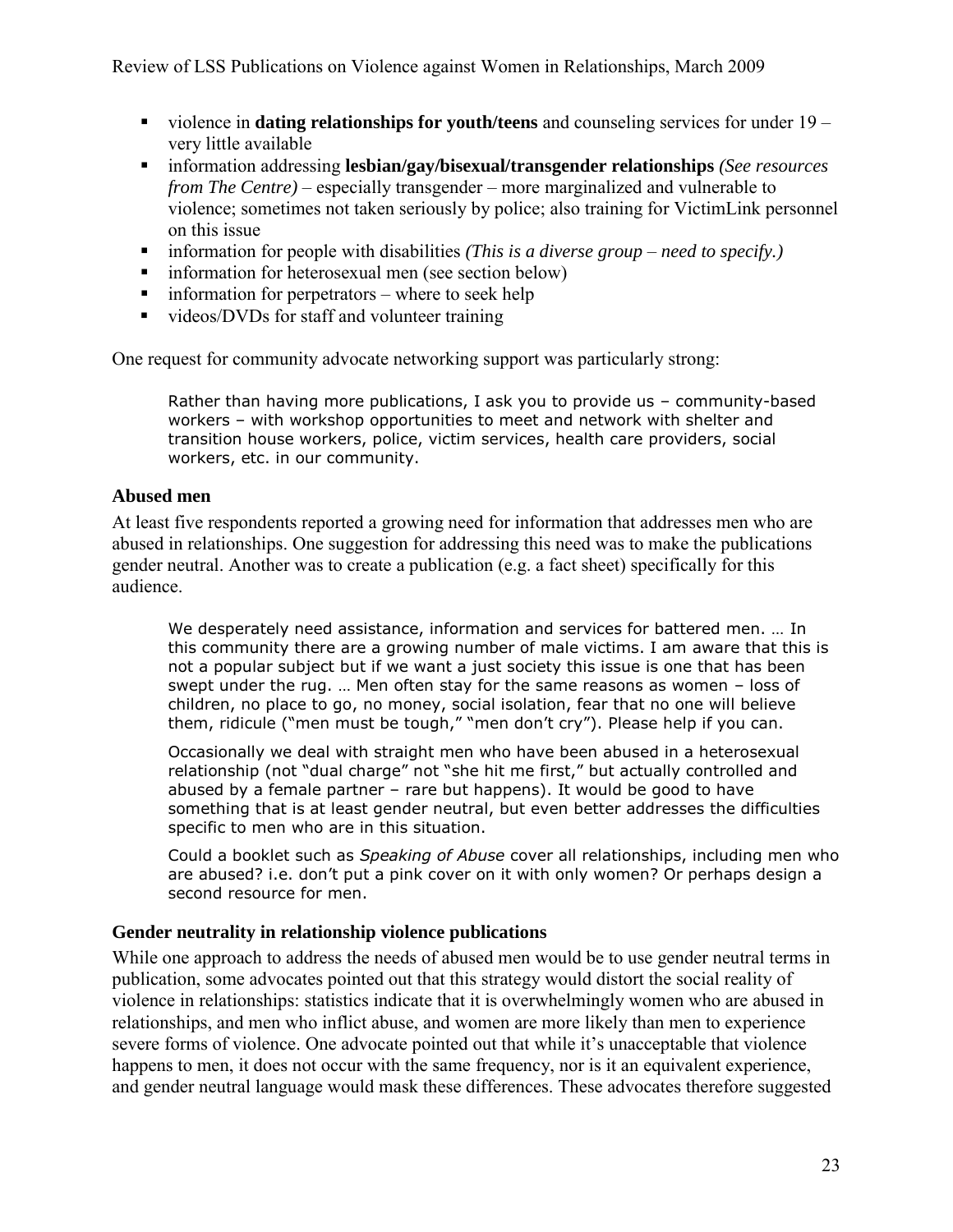- violence in **dating relationships for youth/teens** and counseling services for under 19 – very little available
- information addressing **lesbian/gay/bisexual/transgender relationships** *(See resources from The Centre)* – especially transgender – more marginalized and vulnerable to violence; sometimes not taken seriously by police; also training for VictimLink personnel on this issue
- information for people with disabilities *(This is a diverse group – need to specify.)*
- information for heterosexual men (see section below)
- information for perpetrators – where to seek help
- videos/DVDs for staff and volunteer training

One request for community advocate networking support was particularly strong:

> Rather than having more publications, I ask you to provide us – community-based workers – with workshop opportunities to meet and network with shelter and transition house workers, police, victim services, health care providers, social workers, etc. in our community.

### Abused men

At least five respondents reported a growing need for information that addresses men who are abused in relationships. One suggestion for addressing this need was to make the publications gender neutral. Another was to create a publication (e.g. a fact sheet) specifically for this audience.

> We desperately need assistance, information and services for battered men. … In this community there are a growing number of male victims. I am aware that this is not a popular subject but if we want a just society this issue is one that has been swept under the rug. … Men often stay for the same reasons as women – loss of children, no place to go, no money, social isolation, fear that no one will believe them, ridicule ("men must be tough," "men don't cry"). Please help if you can.
>
> Occasionally we deal with straight men who have been abused in a heterosexual relationship (not "dual charge" not "she hit me first," but actually controlled and abused by a female partner – rare but happens). It would be good to have something that is at least gender neutral, but even better addresses the difficulties specific to men who are in this situation.
>
> Could a booklet such as *Speaking of Abuse* cover all relationships, including men who are abused? i.e. don't put a pink cover on it with only women? Or perhaps design a second resource for men.

### Gender neutrality in relationship violence publications

While one approach to address the needs of abused men would be to use gender neutral terms in publication, some advocates pointed out that this strategy would distort the social reality of violence in relationships: statistics indicate that it is overwhelmingly women who are abused in relationships, and men who inflict abuse, and women are more likely than men to experience severe forms of violence. One advocate pointed out that while it's unacceptable that violence happens to men, it does not occur with the same frequency, nor is it an equivalent experience, and gender neutral language would mask these differences. These advocates therefore suggested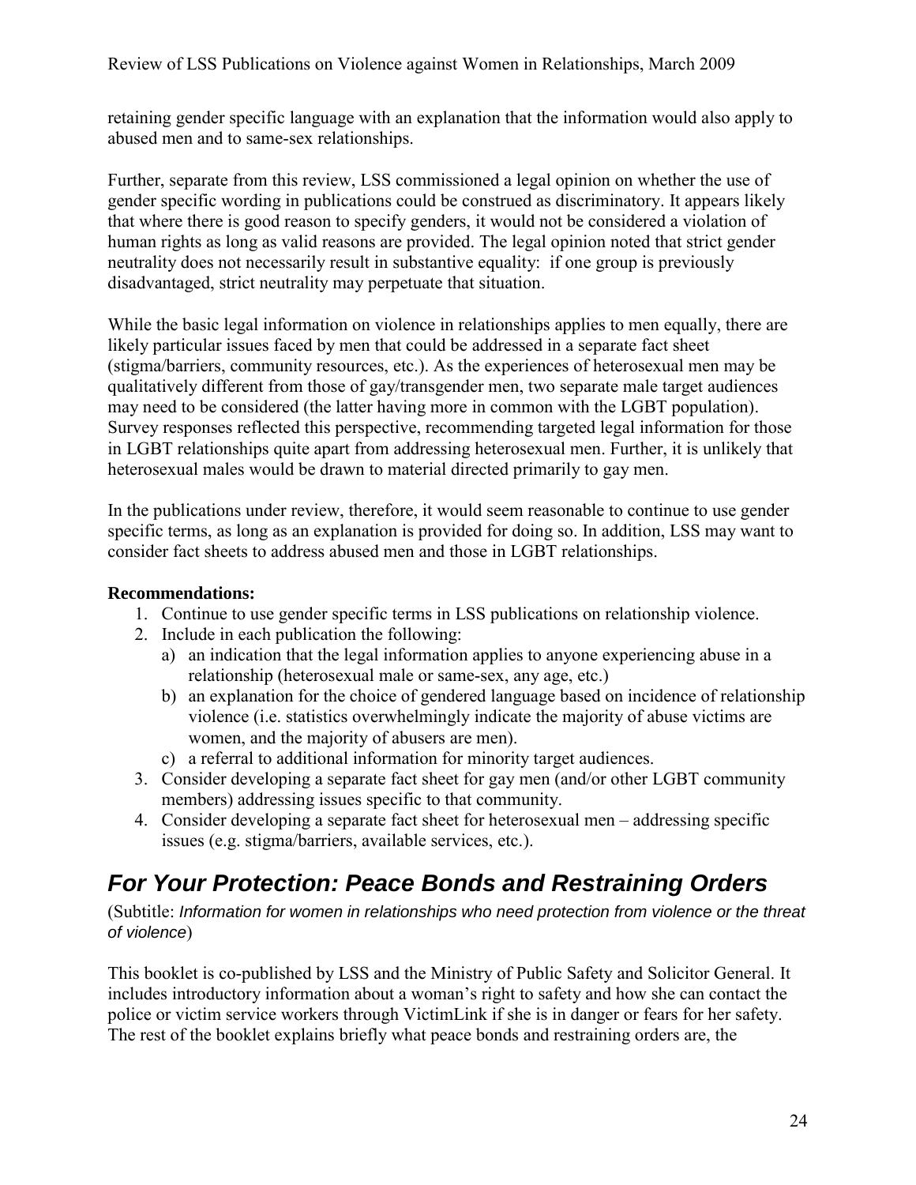retaining gender specific language with an explanation that the information would also apply to abused men and to same-sex relationships.

Further, separate from this review, LSS commissioned a legal opinion on whether the use of gender specific wording in publications could be construed as discriminatory. It appears likely that where there is good reason to specify genders, it would not be considered a violation of human rights as long as valid reasons are provided. The legal opinion noted that strict gender neutrality does not necessarily result in substantive equality: if one group is previously disadvantaged, strict neutrality may perpetuate that situation.

While the basic legal information on violence in relationships applies to men equally, there are likely particular issues faced by men that could be addressed in a separate fact sheet (stigma/barriers, community resources, etc.). As the experiences of heterosexual men may be qualitatively different from those of gay/transgender men, two separate male target audiences may need to be considered (the latter having more in common with the LGBT population). Survey responses reflected this perspective, recommending targeted legal information for those in LGBT relationships quite apart from addressing heterosexual men. Further, it is unlikely that heterosexual males would be drawn to material directed primarily to gay men.

In the publications under review, therefore, it would seem reasonable to continue to use gender specific terms, as long as an explanation is provided for doing so. In addition, LSS may want to consider fact sheets to address abused men and those in LGBT relationships.

**Recommendations:**

1. Continue to use gender specific terms in LSS publications on relationship violence.
2. Include in each publication the following:
   a) an indication that the legal information applies to anyone experiencing abuse in a relationship (heterosexual male or same-sex, any age, etc.)
   b) an explanation for the choice of gendered language based on incidence of relationship violence (i.e. statistics overwhelmingly indicate the majority of abuse victims are women, and the majority of abusers are men).
   c) a referral to additional information for minority target audiences.
3. Consider developing a separate fact sheet for gay men (and/or other LGBT community members) addressing issues specific to that community.
4. Consider developing a separate fact sheet for heterosexual men – addressing specific issues (e.g. stigma/barriers, available services, etc.).

## *For Your Protection: Peace Bonds and Restraining Orders*

(Subtitle: *Information for women in relationships who need protection from violence or the threat of violence*)

This booklet is co-published by LSS and the Ministry of Public Safety and Solicitor General. It includes introductory information about a woman's right to safety and how she can contact the police or victim service workers through VictimLink if she is in danger or fears for her safety. The rest of the booklet explains briefly what peace bonds and restraining orders are, the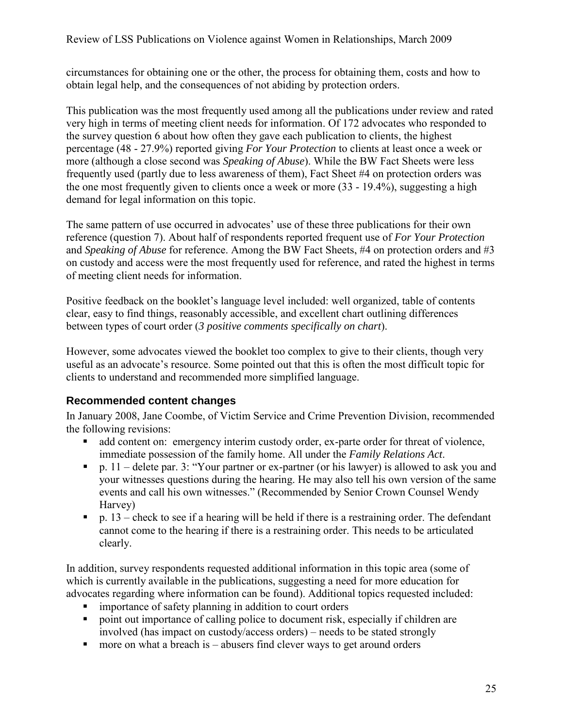circumstances for obtaining one or the other, the process for obtaining them, costs and how to obtain legal help, and the consequences of not abiding by protection orders.

This publication was the most frequently used among all the publications under review and rated very high in terms of meeting client needs for information. Of 172 advocates who responded to the survey question 6 about how often they gave each publication to clients, the highest percentage (48 - 27.9%) reported giving *For Your Protection* to clients at least once a week or more (although a close second was *Speaking of Abuse*). While the BW Fact Sheets were less frequently used (partly due to less awareness of them), Fact Sheet #4 on protection orders was the one most frequently given to clients once a week or more (33 - 19.4%), suggesting a high demand for legal information on this topic.

The same pattern of use occurred in advocates' use of these three publications for their own reference (question 7). About half of respondents reported frequent use of *For Your Protection* and *Speaking of Abuse* for reference. Among the BW Fact Sheets, #4 on protection orders and #3 on custody and access were the most frequently used for reference, and rated the highest in terms of meeting client needs for information.

Positive feedback on the booklet's language level included: well organized, table of contents clear, easy to find things, reasonably accessible, and excellent chart outlining differences between types of court order (*3 positive comments specifically on chart*).

However, some advocates viewed the booklet too complex to give to their clients, though very useful as an advocate's resource. Some pointed out that this is often the most difficult topic for clients to understand and recommended more simplified language.

### Recommended content changes

In January 2008, Jane Coombe, of Victim Service and Crime Prevention Division, recommended the following revisions:

- add content on: emergency interim custody order, ex-parte order for threat of violence, immediate possession of the family home. All under the *Family Relations Act*.
- p. 11 – delete par. 3: "Your partner or ex-partner (or his lawyer) is allowed to ask you and your witnesses questions during the hearing. He may also tell his own version of the same events and call his own witnesses." (Recommended by Senior Crown Counsel Wendy Harvey)
- p. 13 – check to see if a hearing will be held if there is a restraining order. The defendant cannot come to the hearing if there is a restraining order. This needs to be articulated clearly.

In addition, survey respondents requested additional information in this topic area (some of which is currently available in the publications, suggesting a need for more education for advocates regarding where information can be found). Additional topics requested included:

- importance of safety planning in addition to court orders
- point out importance of calling police to document risk, especially if children are involved (has impact on custody/access orders) – needs to be stated strongly
- more on what a breach is – abusers find clever ways to get around orders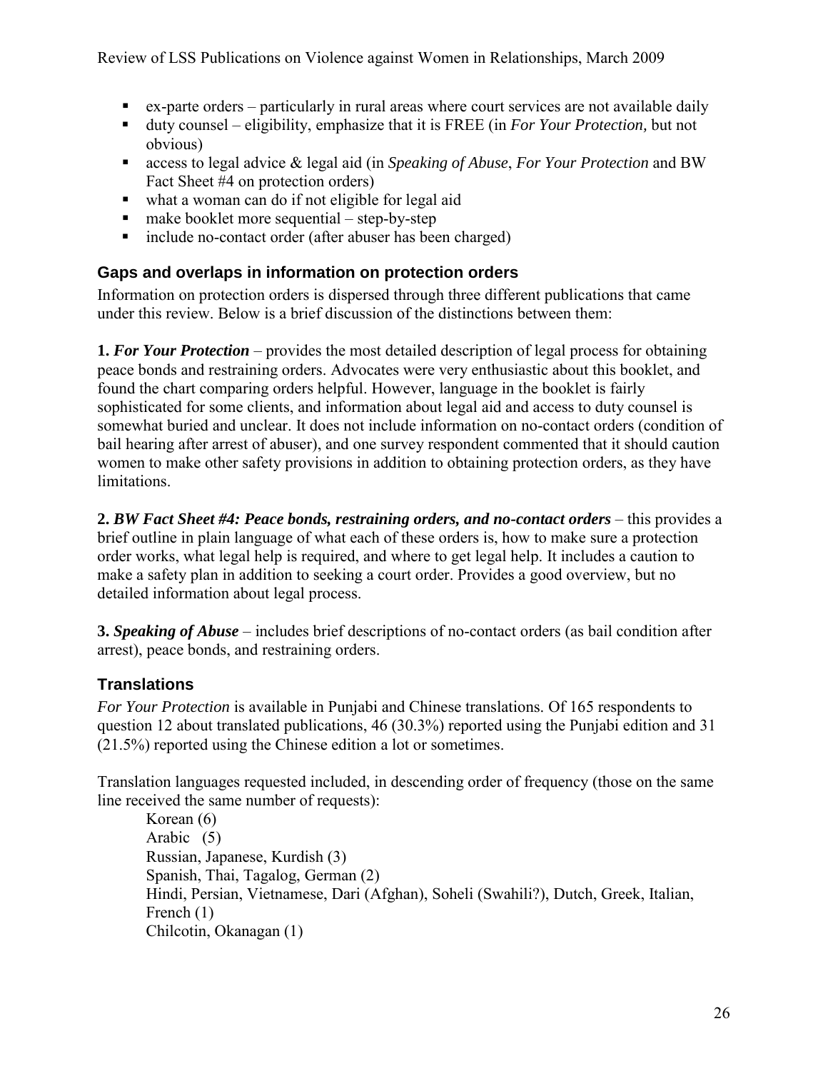- ex-parte orders – particularly in rural areas where court services are not available daily
- duty counsel – eligibility, emphasize that it is FREE (in *For Your Protection,* but not obvious)
- access to legal advice & legal aid (in *Speaking of Abuse*, *For Your Protection* and BW Fact Sheet #4 on protection orders)
- what a woman can do if not eligible for legal aid
- make booklet more sequential – step-by-step
- include no-contact order (after abuser has been charged)

## Gaps and overlaps in information on protection orders

Information on protection orders is dispersed through three different publications that came under this review. Below is a brief discussion of the distinctions between them:

**1. *For Your Protection*** – provides the most detailed description of legal process for obtaining peace bonds and restraining orders. Advocates were very enthusiastic about this booklet, and found the chart comparing orders helpful. However, language in the booklet is fairly sophisticated for some clients, and information about legal aid and access to duty counsel is somewhat buried and unclear. It does not include information on no-contact orders (condition of bail hearing after arrest of abuser), and one survey respondent commented that it should caution women to make other safety provisions in addition to obtaining protection orders, as they have limitations.

**2. *BW Fact Sheet #4: Peace bonds, restraining orders, and no-contact orders*** – this provides a brief outline in plain language of what each of these orders is, how to make sure a protection order works, what legal help is required, and where to get legal help. It includes a caution to make a safety plan in addition to seeking a court order. Provides a good overview, but no detailed information about legal process.

**3. *Speaking of Abuse*** – includes brief descriptions of no-contact orders (as bail condition after arrest), peace bonds, and restraining orders.

## Translations

*For Your Protection* is available in Punjabi and Chinese translations. Of 165 respondents to question 12 about translated publications, 46 (30.3%) reported using the Punjabi edition and 31 (21.5%) reported using the Chinese edition a lot or sometimes.

Translation languages requested included, in descending order of frequency (those on the same line received the same number of requests):

Korean (6)
Arabic (5)
Russian, Japanese, Kurdish (3)
Spanish, Thai, Tagalog, German (2)
Hindi, Persian, Vietnamese, Dari (Afghan), Soheli (Swahili?), Dutch, Greek, Italian, French (1)
Chilcotin, Okanagan (1)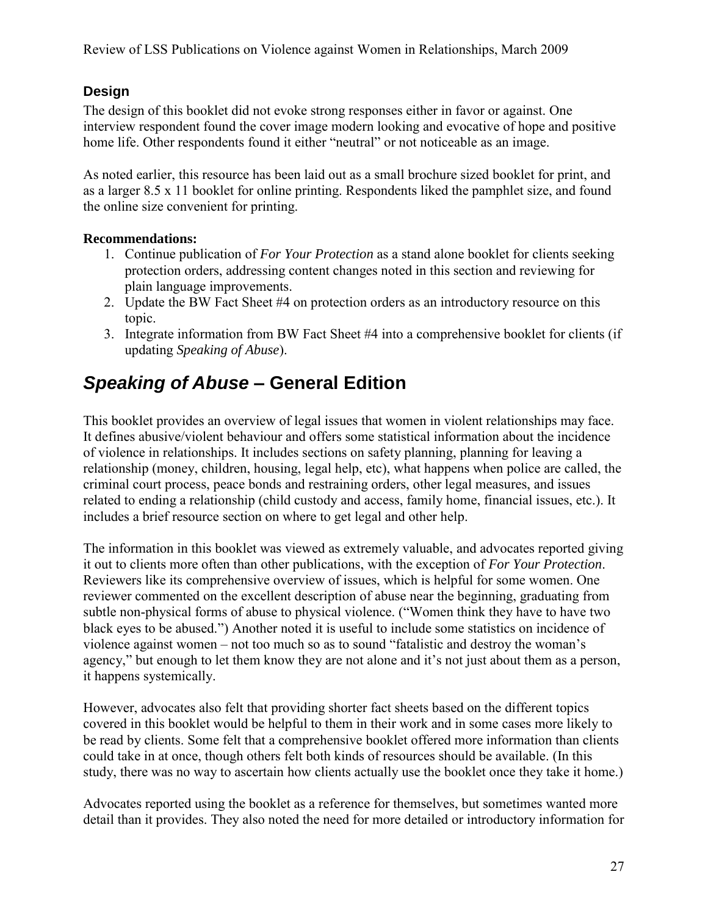### Design

The design of this booklet did not evoke strong responses either in favor or against. One interview respondent found the cover image modern looking and evocative of hope and positive home life. Other respondents found it either "neutral" or not noticeable as an image.

As noted earlier, this resource has been laid out as a small brochure sized booklet for print, and as a larger 8.5 x 11 booklet for online printing. Respondents liked the pamphlet size, and found the online size convenient for printing.

**Recommendations:**

1. Continue publication of *For Your Protection* as a stand alone booklet for clients seeking protection orders, addressing content changes noted in this section and reviewing for plain language improvements.
2. Update the BW Fact Sheet #4 on protection orders as an introductory resource on this topic.
3. Integrate information from BW Fact Sheet #4 into a comprehensive booklet for clients (if updating *Speaking of Abuse*).

## *Speaking of Abuse* – General Edition

This booklet provides an overview of legal issues that women in violent relationships may face. It defines abusive/violent behaviour and offers some statistical information about the incidence of violence in relationships. It includes sections on safety planning, planning for leaving a relationship (money, children, housing, legal help, etc), what happens when police are called, the criminal court process, peace bonds and restraining orders, other legal measures, and issues related to ending a relationship (child custody and access, family home, financial issues, etc.). It includes a brief resource section on where to get legal and other help.

The information in this booklet was viewed as extremely valuable, and advocates reported giving it out to clients more often than other publications, with the exception of *For Your Protection*. Reviewers like its comprehensive overview of issues, which is helpful for some women. One reviewer commented on the excellent description of abuse near the beginning, graduating from subtle non-physical forms of abuse to physical violence. ("Women think they have to have two black eyes to be abused.") Another noted it is useful to include some statistics on incidence of violence against women – not too much so as to sound "fatalistic and destroy the woman's agency," but enough to let them know they are not alone and it's not just about them as a person, it happens systemically.

However, advocates also felt that providing shorter fact sheets based on the different topics covered in this booklet would be helpful to them in their work and in some cases more likely to be read by clients. Some felt that a comprehensive booklet offered more information than clients could take in at once, though others felt both kinds of resources should be available. (In this study, there was no way to ascertain how clients actually use the booklet once they take it home.)

Advocates reported using the booklet as a reference for themselves, but sometimes wanted more detail than it provides. They also noted the need for more detailed or introductory information for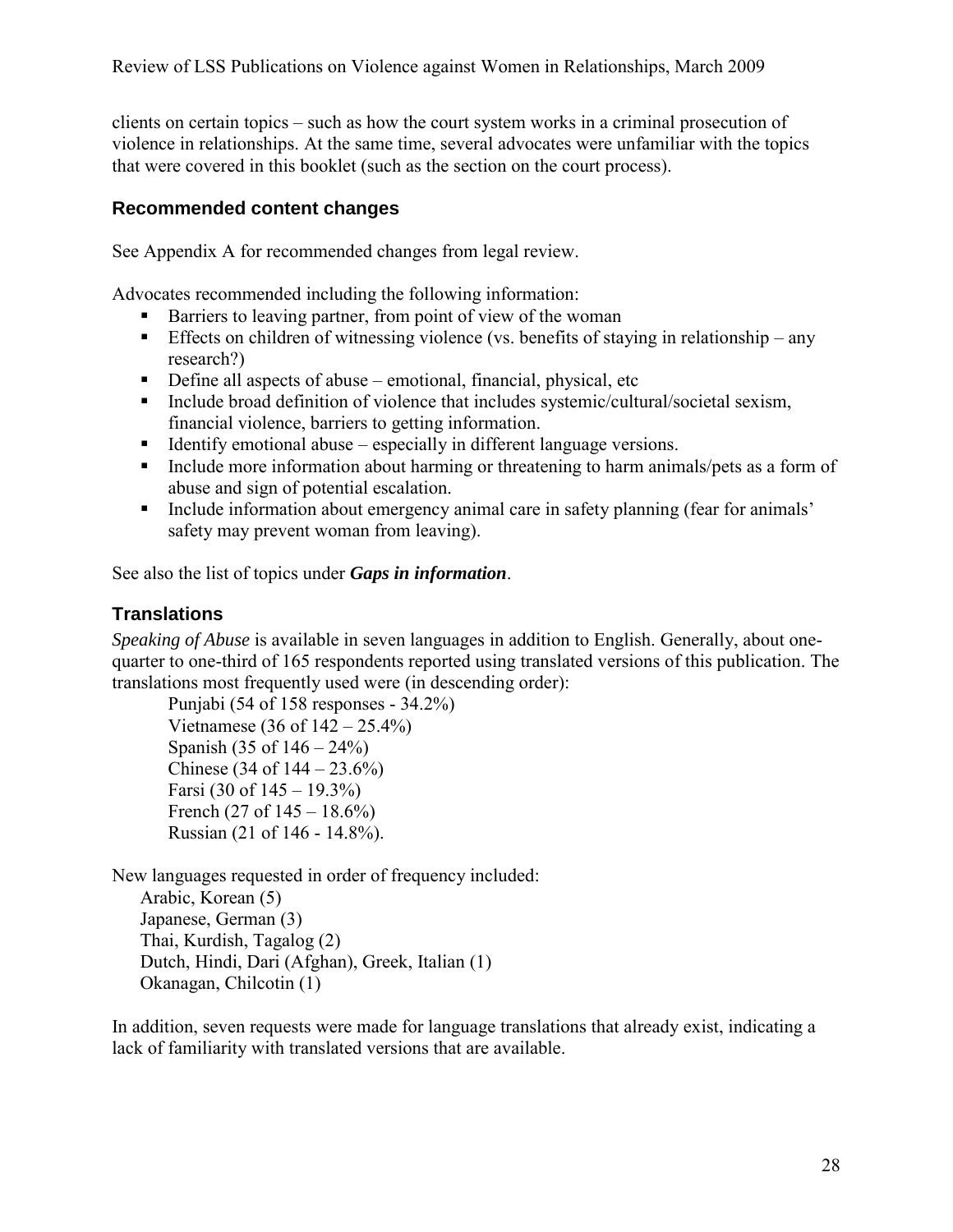clients on certain topics – such as how the court system works in a criminal prosecution of violence in relationships. At the same time, several advocates were unfamiliar with the topics that were covered in this booklet (such as the section on the court process).

### Recommended content changes

See Appendix A for recommended changes from legal review.

Advocates recommended including the following information:

- Barriers to leaving partner, from point of view of the woman
- Effects on children of witnessing violence (vs. benefits of staying in relationship – any research?)
- Define all aspects of abuse – emotional, financial, physical, etc
- Include broad definition of violence that includes systemic/cultural/societal sexism, financial violence, barriers to getting information.
- Identify emotional abuse – especially in different language versions.
- Include more information about harming or threatening to harm animals/pets as a form of abuse and sign of potential escalation.
- Include information about emergency animal care in safety planning (fear for animals' safety may prevent woman from leaving).

See also the list of topics under ***Gaps in information***.

## Translations

*Speaking of Abuse* is available in seven languages in addition to English. Generally, about one-quarter to one-third of 165 respondents reported using translated versions of this publication. The translations most frequently used were (in descending order):

Punjabi (54 of 158 responses - 34.2%)
Vietnamese (36 of 142 – 25.4%)
Spanish (35 of 146 – 24%)
Chinese (34 of 144 – 23.6%)
Farsi (30 of 145 – 19.3%)
French (27 of 145 – 18.6%)
Russian (21 of 146 - 14.8%).

New languages requested in order of frequency included:

Arabic, Korean (5)
Japanese, German (3)
Thai, Kurdish, Tagalog (2)
Dutch, Hindi, Dari (Afghan), Greek, Italian (1)
Okanagan, Chilcotin (1)

In addition, seven requests were made for language translations that already exist, indicating a lack of familiarity with translated versions that are available.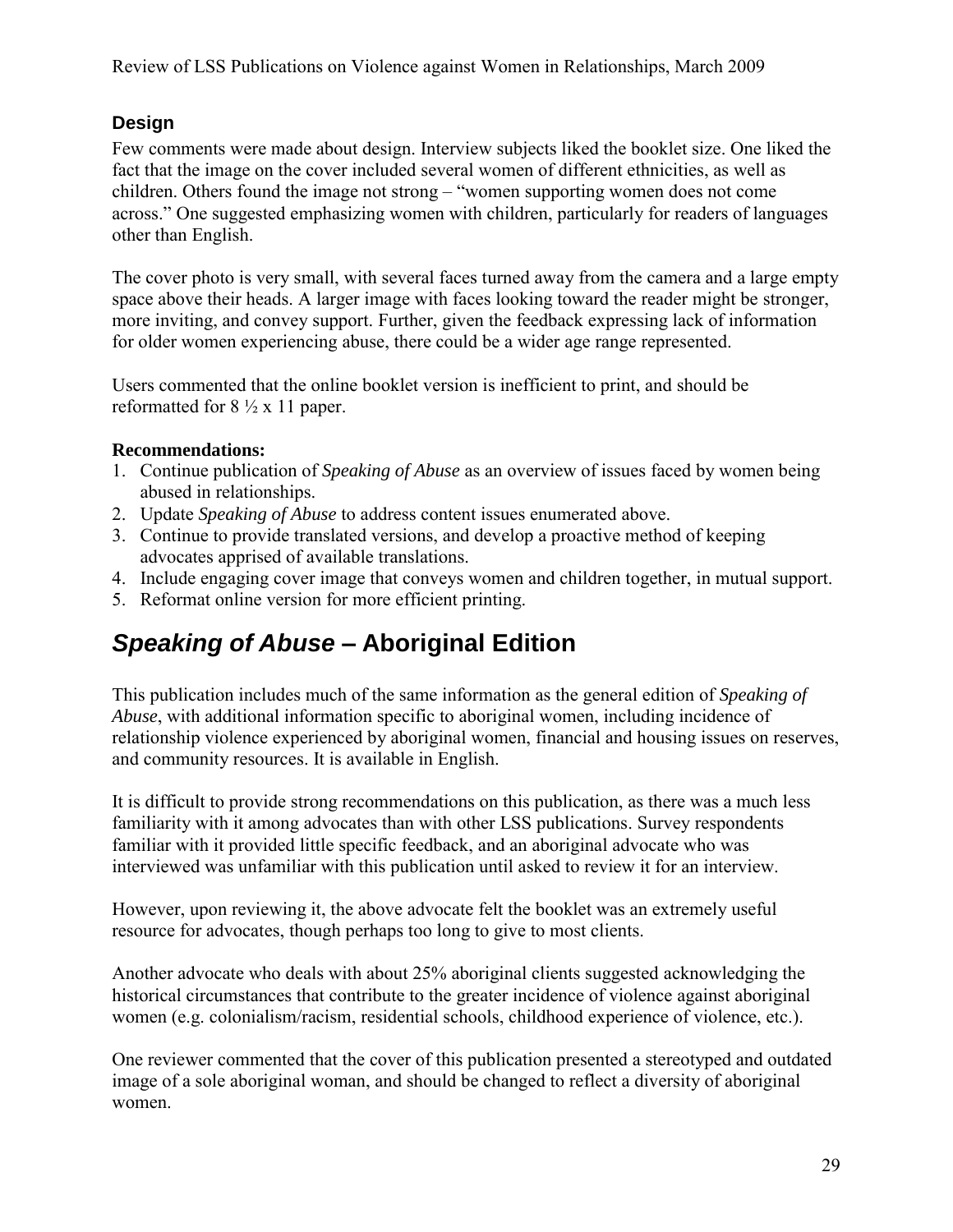### Design

Few comments were made about design. Interview subjects liked the booklet size. One liked the fact that the image on the cover included several women of different ethnicities, as well as children. Others found the image not strong – "women supporting women does not come across." One suggested emphasizing women with children, particularly for readers of languages other than English.

The cover photo is very small, with several faces turned away from the camera and a large empty space above their heads. A larger image with faces looking toward the reader might be stronger, more inviting, and convey support. Further, given the feedback expressing lack of information for older women experiencing abuse, there could be a wider age range represented.

Users commented that the online booklet version is inefficient to print, and should be reformatted for 8 ½ x 11 paper.

**Recommendations:**

1. Continue publication of *Speaking of Abuse* as an overview of issues faced by women being abused in relationships.
2. Update *Speaking of Abuse* to address content issues enumerated above.
3. Continue to provide translated versions, and develop a proactive method of keeping advocates apprised of available translations.
4. Include engaging cover image that conveys women and children together, in mutual support.
5. Reformat online version for more efficient printing.

## *Speaking of Abuse* – Aboriginal Edition

This publication includes much of the same information as the general edition of *Speaking of Abuse*, with additional information specific to aboriginal women, including incidence of relationship violence experienced by aboriginal women, financial and housing issues on reserves, and community resources. It is available in English.

It is difficult to provide strong recommendations on this publication, as there was a much less familiarity with it among advocates than with other LSS publications. Survey respondents familiar with it provided little specific feedback, and an aboriginal advocate who was interviewed was unfamiliar with this publication until asked to review it for an interview.

However, upon reviewing it, the above advocate felt the booklet was an extremely useful resource for advocates, though perhaps too long to give to most clients.

Another advocate who deals with about 25% aboriginal clients suggested acknowledging the historical circumstances that contribute to the greater incidence of violence against aboriginal women (e.g. colonialism/racism, residential schools, childhood experience of violence, etc.).

One reviewer commented that the cover of this publication presented a stereotyped and outdated image of a sole aboriginal woman, and should be changed to reflect a diversity of aboriginal women.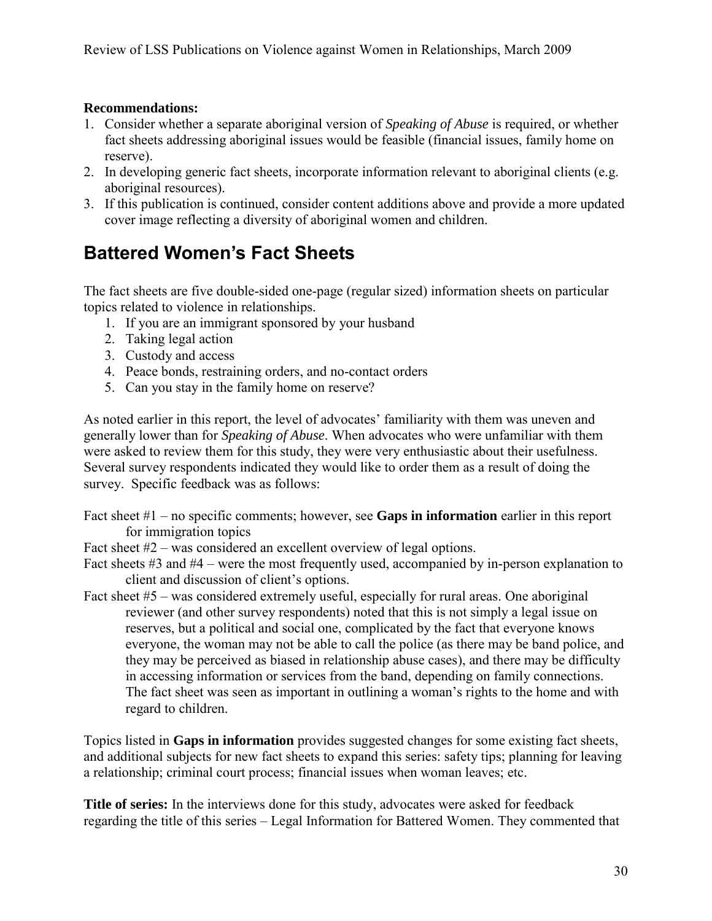**Recommendations:**

1. Consider whether a separate aboriginal version of *Speaking of Abuse* is required, or whether fact sheets addressing aboriginal issues would be feasible (financial issues, family home on reserve).
2. In developing generic fact sheets, incorporate information relevant to aboriginal clients (e.g. aboriginal resources).
3. If this publication is continued, consider content additions above and provide a more updated cover image reflecting a diversity of aboriginal women and children.

## Battered Women's Fact Sheets

The fact sheets are five double-sided one-page (regular sized) information sheets on particular topics related to violence in relationships.

1. If you are an immigrant sponsored by your husband
2. Taking legal action
3. Custody and access
4. Peace bonds, restraining orders, and no-contact orders
5. Can you stay in the family home on reserve?

As noted earlier in this report, the level of advocates' familiarity with them was uneven and generally lower than for *Speaking of Abuse*. When advocates who were unfamiliar with them were asked to review them for this study, they were very enthusiastic about their usefulness. Several survey respondents indicated they would like to order them as a result of doing the survey. Specific feedback was as follows:

Fact sheet #1 – no specific comments; however, see **Gaps in information** earlier in this report for immigration topics

Fact sheet #2 – was considered an excellent overview of legal options.

Fact sheets #3 and #4 – were the most frequently used, accompanied by in-person explanation to client and discussion of client's options.

Fact sheet #5 – was considered extremely useful, especially for rural areas. One aboriginal reviewer (and other survey respondents) noted that this is not simply a legal issue on reserves, but a political and social one, complicated by the fact that everyone knows everyone, the woman may not be able to call the police (as there may be band police, and they may be perceived as biased in relationship abuse cases), and there may be difficulty in accessing information or services from the band, depending on family connections. The fact sheet was seen as important in outlining a woman's rights to the home and with regard to children.

Topics listed in **Gaps in information** provides suggested changes for some existing fact sheets, and additional subjects for new fact sheets to expand this series: safety tips; planning for leaving a relationship; criminal court process; financial issues when woman leaves; etc.

**Title of series:** In the interviews done for this study, advocates were asked for feedback regarding the title of this series – Legal Information for Battered Women. They commented that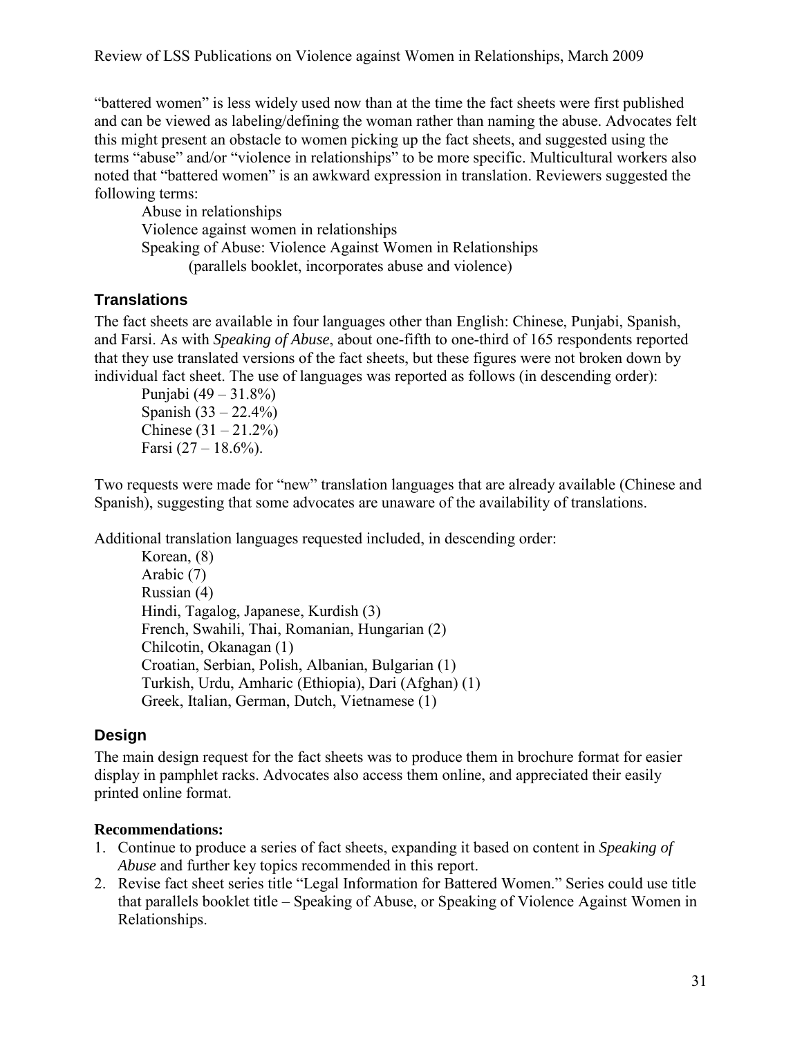"battered women" is less widely used now than at the time the fact sheets were first published and can be viewed as labeling/defining the woman rather than naming the abuse. Advocates felt this might present an obstacle to women picking up the fact sheets, and suggested using the terms "abuse" and/or "violence in relationships" to be more specific. Multicultural workers also noted that "battered women" is an awkward expression in translation. Reviewers suggested the following terms:

Abuse in relationships
Violence against women in relationships
Speaking of Abuse: Violence Against Women in Relationships
(parallels booklet, incorporates abuse and violence)

## Translations

The fact sheets are available in four languages other than English: Chinese, Punjabi, Spanish, and Farsi. As with *Speaking of Abuse*, about one-fifth to one-third of 165 respondents reported that they use translated versions of the fact sheets, but these figures were not broken down by individual fact sheet. The use of languages was reported as follows (in descending order):

Punjabi (49 – 31.8%)
Spanish (33 – 22.4%)
Chinese (31 – 21.2%)
Farsi (27 – 18.6%).

Two requests were made for "new" translation languages that are already available (Chinese and Spanish), suggesting that some advocates are unaware of the availability of translations.

Additional translation languages requested included, in descending order:

Korean, (8)
Arabic (7)
Russian (4)
Hindi, Tagalog, Japanese, Kurdish (3)
French, Swahili, Thai, Romanian, Hungarian (2)
Chilcotin, Okanagan (1)
Croatian, Serbian, Polish, Albanian, Bulgarian (1)
Turkish, Urdu, Amharic (Ethiopia), Dari (Afghan) (1)
Greek, Italian, German, Dutch, Vietnamese (1)

## Design

The main design request for the fact sheets was to produce them in brochure format for easier display in pamphlet racks. Advocates also access them online, and appreciated their easily printed online format.

**Recommendations:**

1. Continue to produce a series of fact sheets, expanding it based on content in *Speaking of Abuse* and further key topics recommended in this report.
2. Revise fact sheet series title "Legal Information for Battered Women." Series could use title that parallels booklet title – Speaking of Abuse, or Speaking of Violence Against Women in Relationships.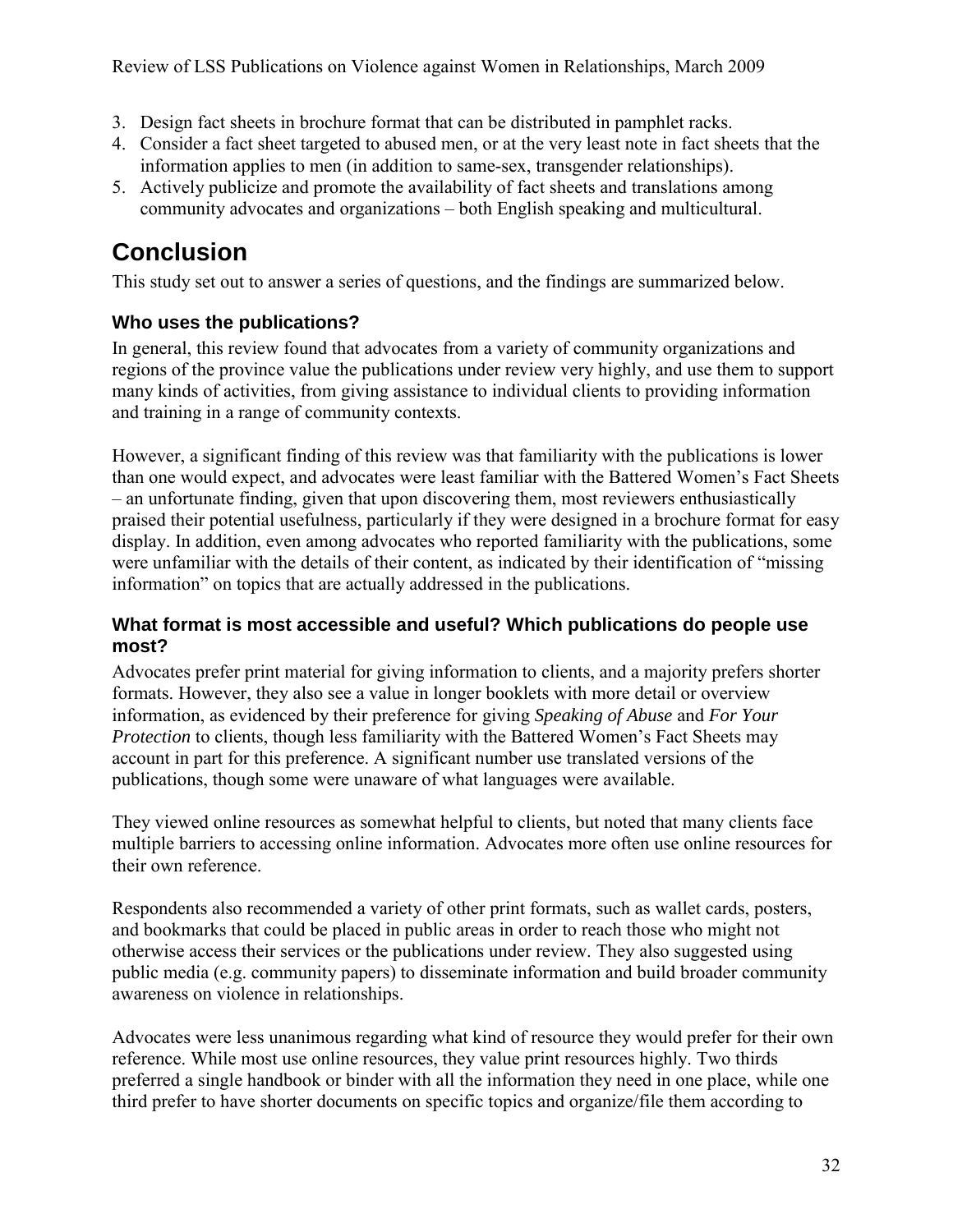3. Design fact sheets in brochure format that can be distributed in pamphlet racks.
4. Consider a fact sheet targeted to abused men, or at the very least note in fact sheets that the information applies to men (in addition to same-sex, transgender relationships).
5. Actively publicize and promote the availability of fact sheets and translations among community advocates and organizations – both English speaking and multicultural.

# Conclusion

This study set out to answer a series of questions, and the findings are summarized below.

### Who uses the publications?

In general, this review found that advocates from a variety of community organizations and regions of the province value the publications under review very highly, and use them to support many kinds of activities, from giving assistance to individual clients to providing information and training in a range of community contexts.

However, a significant finding of this review was that familiarity with the publications is lower than one would expect, and advocates were least familiar with the Battered Women's Fact Sheets – an unfortunate finding, given that upon discovering them, most reviewers enthusiastically praised their potential usefulness, particularly if they were designed in a brochure format for easy display. In addition, even among advocates who reported familiarity with the publications, some were unfamiliar with the details of their content, as indicated by their identification of "missing information" on topics that are actually addressed in the publications.

### What format is most accessible and useful? Which publications do people use most?

Advocates prefer print material for giving information to clients, and a majority prefers shorter formats. However, they also see a value in longer booklets with more detail or overview information, as evidenced by their preference for giving *Speaking of Abuse* and *For Your Protection* to clients, though less familiarity with the Battered Women's Fact Sheets may account in part for this preference. A significant number use translated versions of the publications, though some were unaware of what languages were available.

They viewed online resources as somewhat helpful to clients, but noted that many clients face multiple barriers to accessing online information. Advocates more often use online resources for their own reference.

Respondents also recommended a variety of other print formats, such as wallet cards, posters, and bookmarks that could be placed in public areas in order to reach those who might not otherwise access their services or the publications under review. They also suggested using public media (e.g. community papers) to disseminate information and build broader community awareness on violence in relationships.

Advocates were less unanimous regarding what kind of resource they would prefer for their own reference. While most use online resources, they value print resources highly. Two thirds preferred a single handbook or binder with all the information they need in one place, while one third prefer to have shorter documents on specific topics and organize/file them according to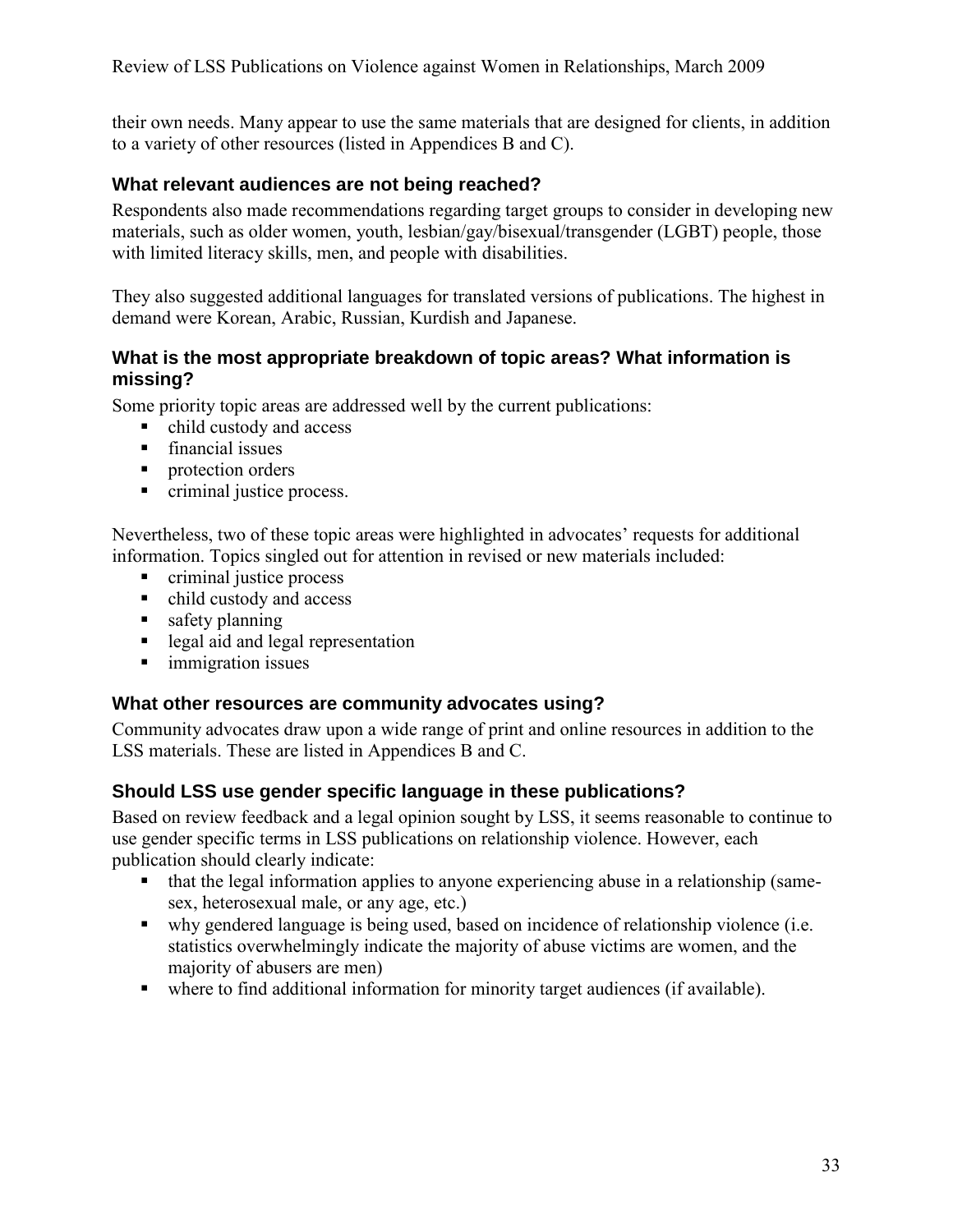their own needs. Many appear to use the same materials that are designed for clients, in addition to a variety of other resources (listed in Appendices B and C).

### What relevant audiences are not being reached?

Respondents also made recommendations regarding target groups to consider in developing new materials, such as older women, youth, lesbian/gay/bisexual/transgender (LGBT) people, those with limited literacy skills, men, and people with disabilities.

They also suggested additional languages for translated versions of publications. The highest in demand were Korean, Arabic, Russian, Kurdish and Japanese.

### What is the most appropriate breakdown of topic areas? What information is missing?

Some priority topic areas are addressed well by the current publications:

- child custody and access
- financial issues
- protection orders
- criminal justice process.

Nevertheless, two of these topic areas were highlighted in advocates' requests for additional information. Topics singled out for attention in revised or new materials included:

- criminal justice process
- child custody and access
- safety planning
- legal aid and legal representation
- immigration issues

### What other resources are community advocates using?

Community advocates draw upon a wide range of print and online resources in addition to the LSS materials. These are listed in Appendices B and C.

### Should LSS use gender specific language in these publications?

Based on review feedback and a legal opinion sought by LSS, it seems reasonable to continue to use gender specific terms in LSS publications on relationship violence. However, each publication should clearly indicate:

- that the legal information applies to anyone experiencing abuse in a relationship (same-sex, heterosexual male, or any age, etc.)
- why gendered language is being used, based on incidence of relationship violence (i.e. statistics overwhelmingly indicate the majority of abuse victims are women, and the majority of abusers are men)
- where to find additional information for minority target audiences (if available).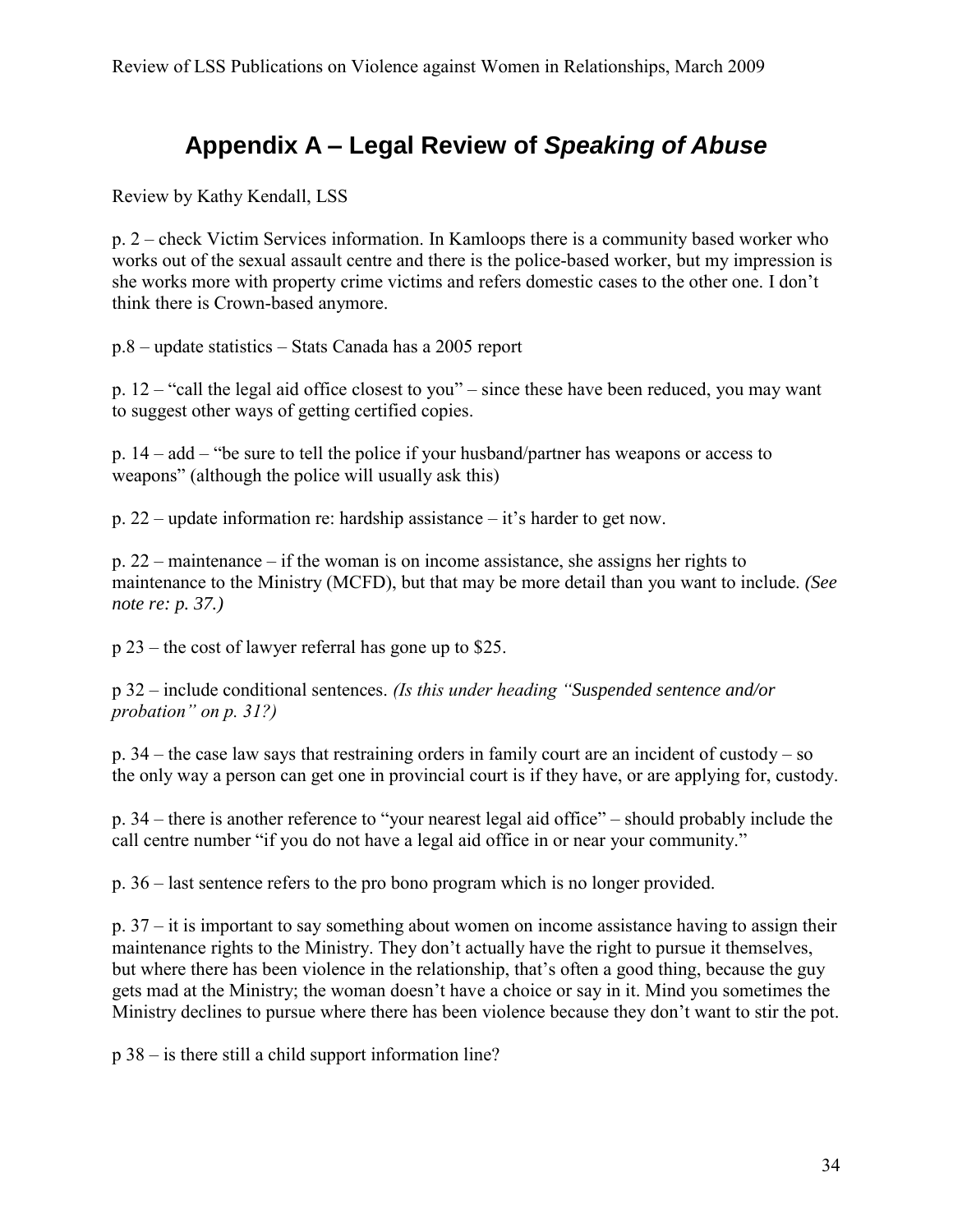# Appendix A – Legal Review of *Speaking of Abuse*

Review by Kathy Kendall, LSS

p. 2 – check Victim Services information. In Kamloops there is a community based worker who works out of the sexual assault centre and there is the police-based worker, but my impression is she works more with property crime victims and refers domestic cases to the other one. I don't think there is Crown-based anymore.

p.8 – update statistics – Stats Canada has a 2005 report

p. 12 – "call the legal aid office closest to you" – since these have been reduced, you may want to suggest other ways of getting certified copies.

p. 14 – add – "be sure to tell the police if your husband/partner has weapons or access to weapons" (although the police will usually ask this)

p. 22 – update information re: hardship assistance – it's harder to get now.

p. 22 – maintenance – if the woman is on income assistance, she assigns her rights to maintenance to the Ministry (MCFD), but that may be more detail than you want to include. *(See note re: p. 37.)*

p 23 – the cost of lawyer referral has gone up to $25.

p 32 – include conditional sentences. *(Is this under heading "Suspended sentence and/or probation" on p. 31?)*

p. 34 – the case law says that restraining orders in family court are an incident of custody – so the only way a person can get one in provincial court is if they have, or are applying for, custody.

p. 34 – there is another reference to "your nearest legal aid office" – should probably include the call centre number "if you do not have a legal aid office in or near your community."

p. 36 – last sentence refers to the pro bono program which is no longer provided.

p. 37 – it is important to say something about women on income assistance having to assign their maintenance rights to the Ministry. They don't actually have the right to pursue it themselves, but where there has been violence in the relationship, that's often a good thing, because the guy gets mad at the Ministry; the woman doesn't have a choice or say in it. Mind you sometimes the Ministry declines to pursue where there has been violence because they don't want to stir the pot.

p 38 – is there still a child support information line?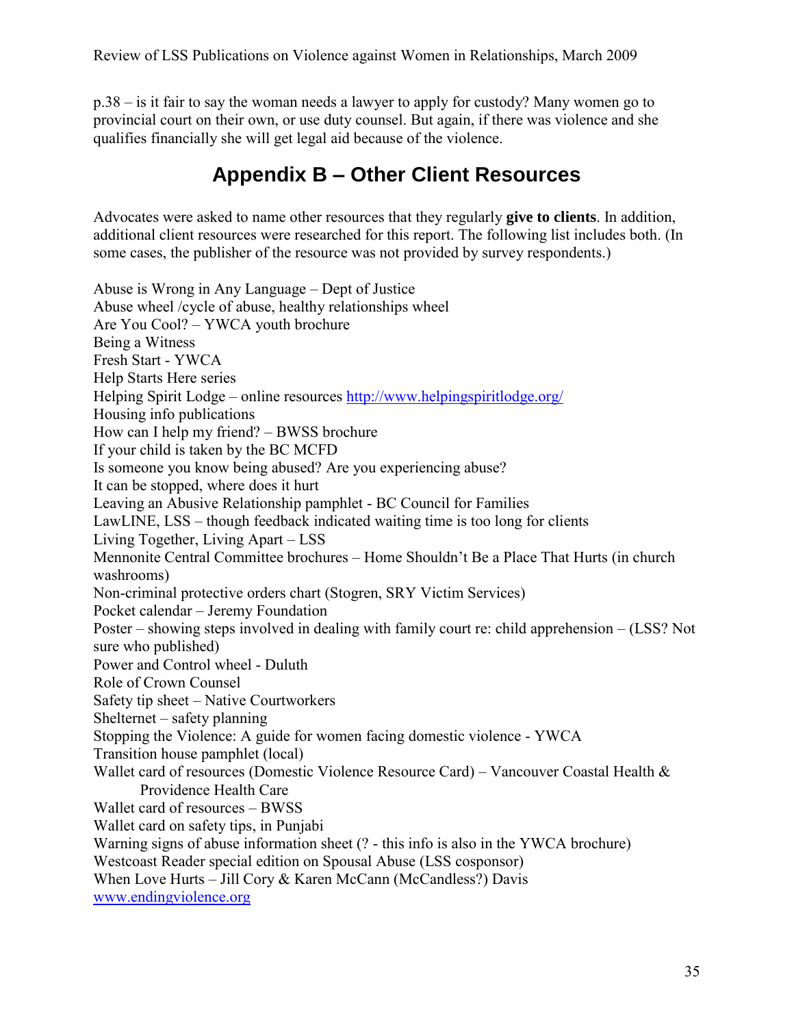p.38 – is it fair to say the woman needs a lawyer to apply for custody? Many women go to provincial court on their own, or use duty counsel. But again, if there was violence and she qualifies financially she will get legal aid because of the violence.

# Appendix B – Other Client Resources

Advocates were asked to name other resources that they regularly **give to clients**. In addition, additional client resources were researched for this report. The following list includes both. (In some cases, the publisher of the resource was not provided by survey respondents.)

Abuse is Wrong in Any Language – Dept of Justice
Abuse wheel /cycle of abuse, healthy relationships wheel
Are You Cool? – YWCA youth brochure
Being a Witness
Fresh Start - YWCA
Help Starts Here series
Helping Spirit Lodge – online resources http://www.helpingspiritlodge.org/
Housing info publications
How can I help my friend? – BWSS brochure
If your child is taken by the BC MCFD
Is someone you know being abused? Are you experiencing abuse?
It can be stopped, where does it hurt
Leaving an Abusive Relationship pamphlet - BC Council for Families
LawLINE, LSS – though feedback indicated waiting time is too long for clients
Living Together, Living Apart – LSS
Mennonite Central Committee brochures – Home Shouldn't Be a Place That Hurts (in church washrooms)
Non-criminal protective orders chart (Stogren, SRY Victim Services)
Pocket calendar – Jeremy Foundation
Poster – showing steps involved in dealing with family court re: child apprehension – (LSS? Not sure who published)
Power and Control wheel - Duluth
Role of Crown Counsel
Safety tip sheet – Native Courtworkers
Shelternet – safety planning
Stopping the Violence: A guide for women facing domestic violence - YWCA
Transition house pamphlet (local)
Wallet card of resources (Domestic Violence Resource Card) – Vancouver Coastal Health & Providence Health Care
Wallet card of resources – BWSS
Wallet card on safety tips, in Punjabi
Warning signs of abuse information sheet (? - this info is also in the YWCA brochure)
Westcoast Reader special edition on Spousal Abuse (LSS cosponsor)
When Love Hurts – Jill Cory & Karen McCann (McCandless?) Davis
www.endingviolence.org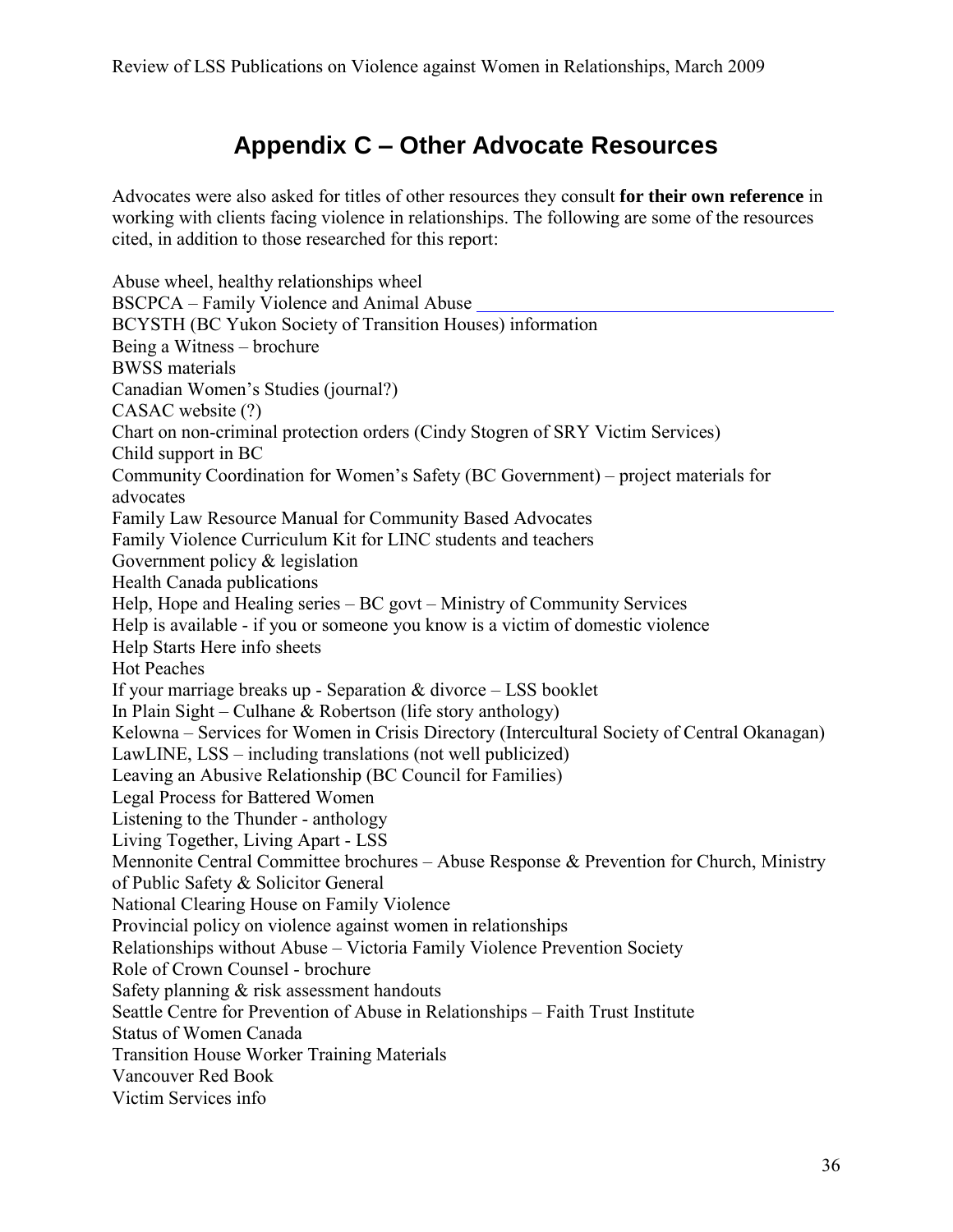# Appendix C – Other Advocate Resources

Advocates were also asked for titles of other resources they consult **for their own reference** in working with clients facing violence in relationships. The following are some of the resources cited, in addition to those researched for this report:

Abuse wheel, healthy relationships wheel
BSCPCA – Family Violence and Animal Abuse ________________________________________
BCYSTH (BC Yukon Society of Transition Houses) information
Being a Witness – brochure
BWSS materials
Canadian Women's Studies (journal?)
CASAC website (?)
Chart on non-criminal protection orders (Cindy Stogren of SRY Victim Services)
Child support in BC
Community Coordination for Women's Safety (BC Government) – project materials for advocates
Family Law Resource Manual for Community Based Advocates
Family Violence Curriculum Kit for LINC students and teachers
Government policy & legislation
Health Canada publications
Help, Hope and Healing series – BC govt – Ministry of Community Services
Help is available - if you or someone you know is a victim of domestic violence
Help Starts Here info sheets
Hot Peaches
If your marriage breaks up - Separation & divorce – LSS booklet
In Plain Sight – Culhane & Robertson (life story anthology)
Kelowna – Services for Women in Crisis Directory (Intercultural Society of Central Okanagan)
LawLINE, LSS – including translations (not well publicized)
Leaving an Abusive Relationship (BC Council for Families)
Legal Process for Battered Women
Listening to the Thunder - anthology
Living Together, Living Apart - LSS
Mennonite Central Committee brochures – Abuse Response & Prevention for Church, Ministry of Public Safety & Solicitor General
National Clearing House on Family Violence
Provincial policy on violence against women in relationships
Relationships without Abuse – Victoria Family Violence Prevention Society
Role of Crown Counsel - brochure
Safety planning & risk assessment handouts
Seattle Centre for Prevention of Abuse in Relationships – Faith Trust Institute
Status of Women Canada
Transition House Worker Training Materials
Vancouver Red Book
Victim Services info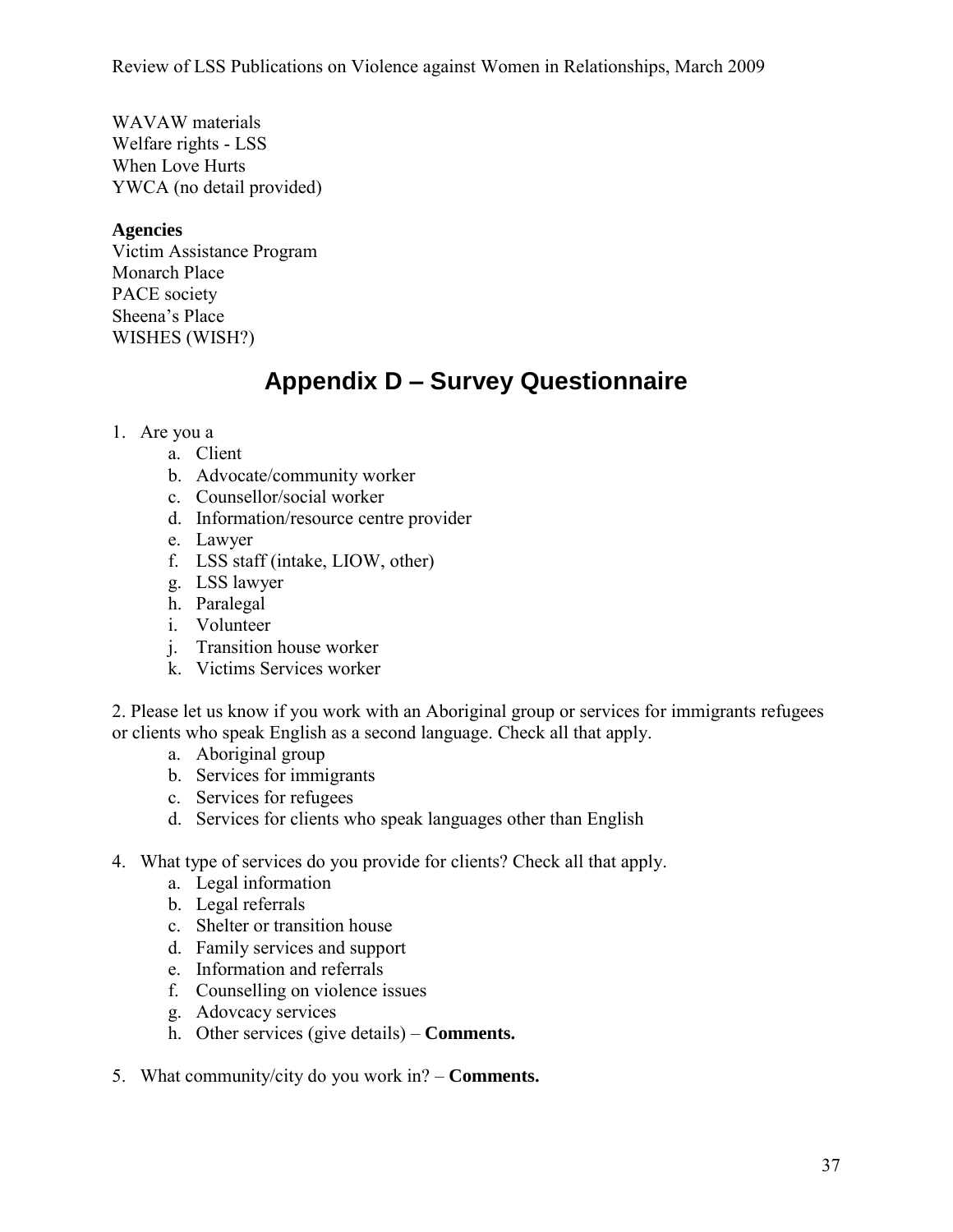WAVAW materials
Welfare rights - LSS
When Love Hurts
YWCA (no detail provided)

**Agencies**
Victim Assistance Program
Monarch Place
PACE society
Sheena's Place
WISHES (WISH?)

# Appendix D – Survey Questionnaire

1. Are you a
   a. Client
   b. Advocate/community worker
   c. Counsellor/social worker
   d. Information/resource centre provider
   e. Lawyer
   f. LSS staff (intake, LIOW, other)
   g. LSS lawyer
   h. Paralegal
   i. Volunteer
   j. Transition house worker
   k. Victims Services worker

2. Please let us know if you work with an Aboriginal group or services for immigrants refugees or clients who speak English as a second language. Check all that apply.
   a. Aboriginal group
   b. Services for immigrants
   c. Services for refugees
   d. Services for clients who speak languages other than English

4. What type of services do you provide for clients? Check all that apply.
   a. Legal information
   b. Legal referrals
   c. Shelter or transition house
   d. Family services and support
   e. Information and referrals
   f. Counselling on violence issues
   g. Adovcacy services
   h. Other services (give details) – **Comments.**

5. What community/city do you work in? – **Comments.**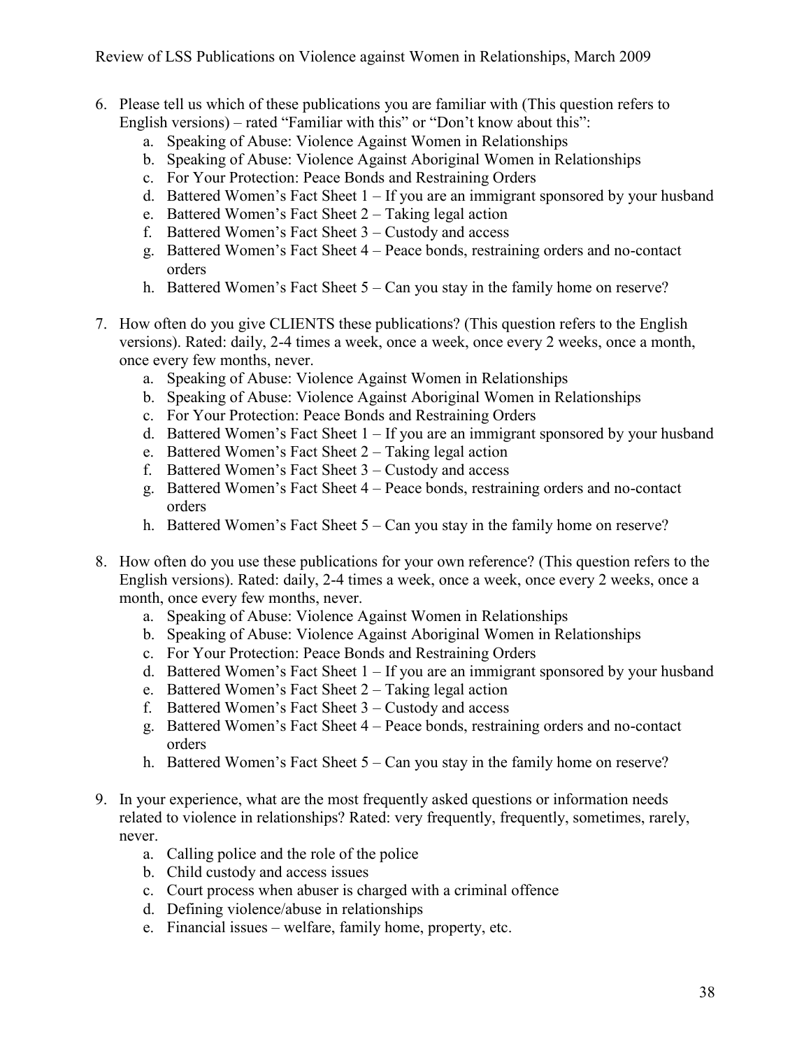6. Please tell us which of these publications you are familiar with (This question refers to English versions) – rated "Familiar with this" or "Don't know about this":
   a. Speaking of Abuse: Violence Against Women in Relationships
   b. Speaking of Abuse: Violence Against Aboriginal Women in Relationships
   c. For Your Protection: Peace Bonds and Restraining Orders
   d. Battered Women's Fact Sheet 1 – If you are an immigrant sponsored by your husband
   e. Battered Women's Fact Sheet 2 – Taking legal action
   f. Battered Women's Fact Sheet 3 – Custody and access
   g. Battered Women's Fact Sheet 4 – Peace bonds, restraining orders and no-contact orders
   h. Battered Women's Fact Sheet 5 – Can you stay in the family home on reserve?

7. How often do you give CLIENTS these publications? (This question refers to the English versions). Rated: daily, 2-4 times a week, once a week, once every 2 weeks, once a month, once every few months, never.
   a. Speaking of Abuse: Violence Against Women in Relationships
   b. Speaking of Abuse: Violence Against Aboriginal Women in Relationships
   c. For Your Protection: Peace Bonds and Restraining Orders
   d. Battered Women's Fact Sheet 1 – If you are an immigrant sponsored by your husband
   e. Battered Women's Fact Sheet 2 – Taking legal action
   f. Battered Women's Fact Sheet 3 – Custody and access
   g. Battered Women's Fact Sheet 4 – Peace bonds, restraining orders and no-contact orders
   h. Battered Women's Fact Sheet 5 – Can you stay in the family home on reserve?

8. How often do you use these publications for your own reference? (This question refers to the English versions). Rated: daily, 2-4 times a week, once a week, once every 2 weeks, once a month, once every few months, never.
   a. Speaking of Abuse: Violence Against Women in Relationships
   b. Speaking of Abuse: Violence Against Aboriginal Women in Relationships
   c. For Your Protection: Peace Bonds and Restraining Orders
   d. Battered Women's Fact Sheet 1 – If you are an immigrant sponsored by your husband
   e. Battered Women's Fact Sheet 2 – Taking legal action
   f. Battered Women's Fact Sheet 3 – Custody and access
   g. Battered Women's Fact Sheet 4 – Peace bonds, restraining orders and no-contact orders
   h. Battered Women's Fact Sheet 5 – Can you stay in the family home on reserve?

9. In your experience, what are the most frequently asked questions or information needs related to violence in relationships? Rated: very frequently, frequently, sometimes, rarely, never.
   a. Calling police and the role of the police
   b. Child custody and access issues
   c. Court process when abuser is charged with a criminal offence
   d. Defining violence/abuse in relationships
   e. Financial issues – welfare, family home, property, etc.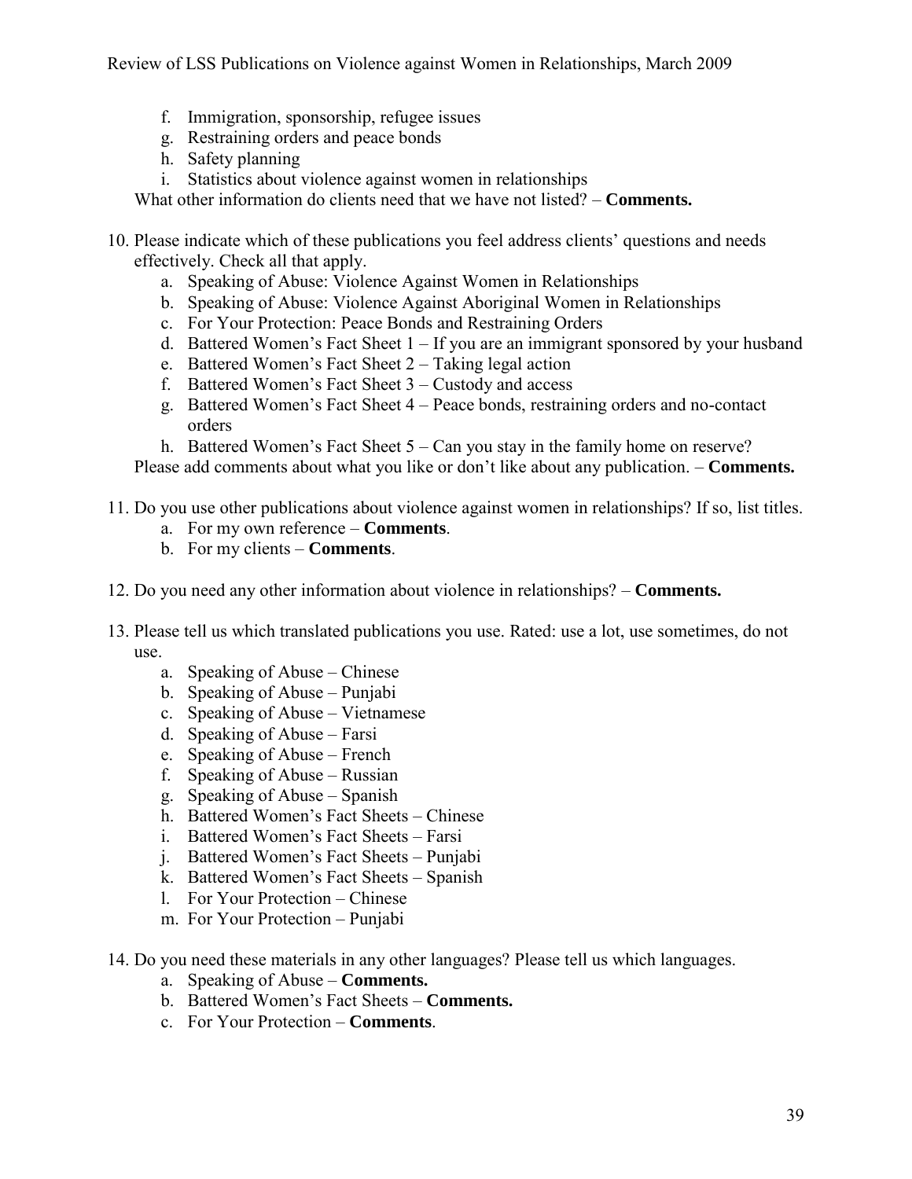f. Immigration, sponsorship, refugee issues
g. Restraining orders and peace bonds
h. Safety planning
i. Statistics about violence against women in relationships

What other information do clients need that we have not listed? – **Comments.**

10. Please indicate which of these publications you feel address clients' questions and needs effectively. Check all that apply.
    a. Speaking of Abuse: Violence Against Women in Relationships
    b. Speaking of Abuse: Violence Against Aboriginal Women in Relationships
    c. For Your Protection: Peace Bonds and Restraining Orders
    d. Battered Women's Fact Sheet 1 – If you are an immigrant sponsored by your husband
    e. Battered Women's Fact Sheet 2 – Taking legal action
    f. Battered Women's Fact Sheet 3 – Custody and access
    g. Battered Women's Fact Sheet 4 – Peace bonds, restraining orders and no-contact orders
    h. Battered Women's Fact Sheet 5 – Can you stay in the family home on reserve?

    Please add comments about what you like or don't like about any publication. – **Comments.**

11. Do you use other publications about violence against women in relationships? If so, list titles.
    a. For my own reference – **Comments**.
    b. For my clients – **Comments**.

12. Do you need any other information about violence in relationships? – **Comments.**

13. Please tell us which translated publications you use. Rated: use a lot, use sometimes, do not use.
    a. Speaking of Abuse – Chinese
    b. Speaking of Abuse – Punjabi
    c. Speaking of Abuse – Vietnamese
    d. Speaking of Abuse – Farsi
    e. Speaking of Abuse – French
    f. Speaking of Abuse – Russian
    g. Speaking of Abuse – Spanish
    h. Battered Women's Fact Sheets – Chinese
    i. Battered Women's Fact Sheets – Farsi
    j. Battered Women's Fact Sheets – Punjabi
    k. Battered Women's Fact Sheets – Spanish
    l. For Your Protection – Chinese
    m. For Your Protection – Punjabi

14. Do you need these materials in any other languages? Please tell us which languages.
    a. Speaking of Abuse – **Comments.**
    b. Battered Women's Fact Sheets – **Comments.**
    c. For Your Protection – **Comments**.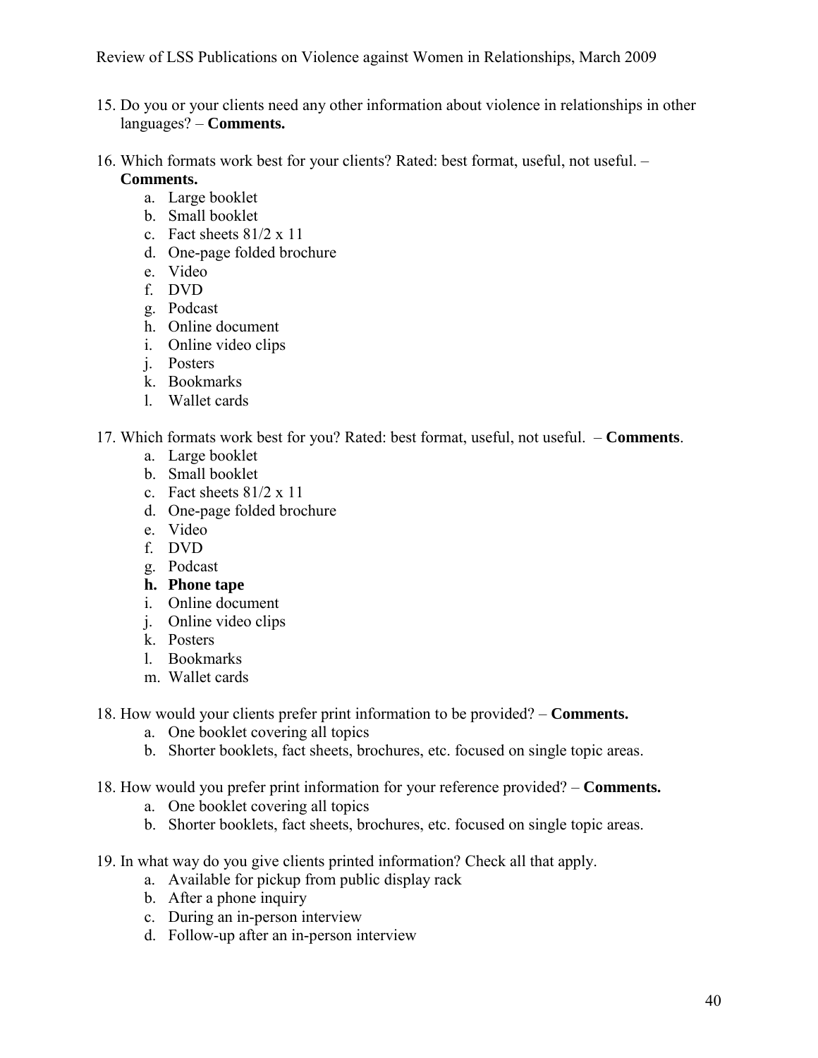15. Do you or your clients need any other information about violence in relationships in other languages? – **Comments.**

16. Which formats work best for your clients? Rated: best format, useful, not useful. – **Comments.**
    a. Large booklet
    b. Small booklet
    c. Fact sheets 81/2 x 11
    d. One-page folded brochure
    e. Video
    f. DVD
    g. Podcast
    h. Online document
    i. Online video clips
    j. Posters
    k. Bookmarks
    l. Wallet cards

17. Which formats work best for you? Rated: best format, useful, not useful. – **Comments**.
    a. Large booklet
    b. Small booklet
    c. Fact sheets 81/2 x 11
    d. One-page folded brochure
    e. Video
    f. DVD
    g. Podcast
    **h. Phone tape**
    i. Online document
    j. Online video clips
    k. Posters
    l. Bookmarks
    m. Wallet cards

18. How would your clients prefer print information to be provided? – **Comments.**
    a. One booklet covering all topics
    b. Shorter booklets, fact sheets, brochures, etc. focused on single topic areas.

18. How would you prefer print information for your reference provided? – **Comments.**
    a. One booklet covering all topics
    b. Shorter booklets, fact sheets, brochures, etc. focused on single topic areas.

19. In what way do you give clients printed information? Check all that apply.
    a. Available for pickup from public display rack
    b. After a phone inquiry
    c. During an in-person interview
    d. Follow-up after an in-person interview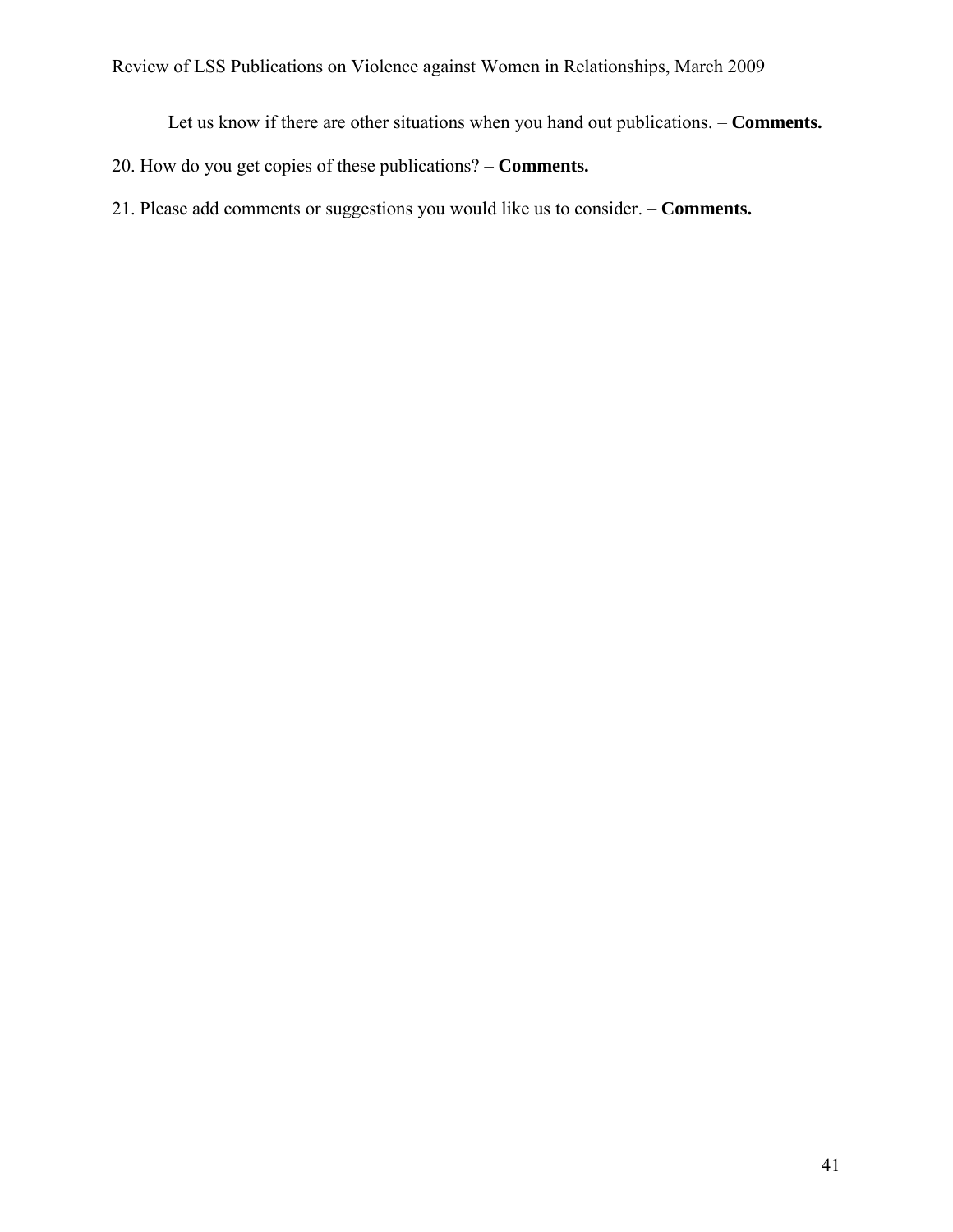Let us know if there are other situations when you hand out publications. – **Comments.**

20. How do you get copies of these publications? – **Comments.**

21. Please add comments or suggestions you would like us to consider. – **Comments.**